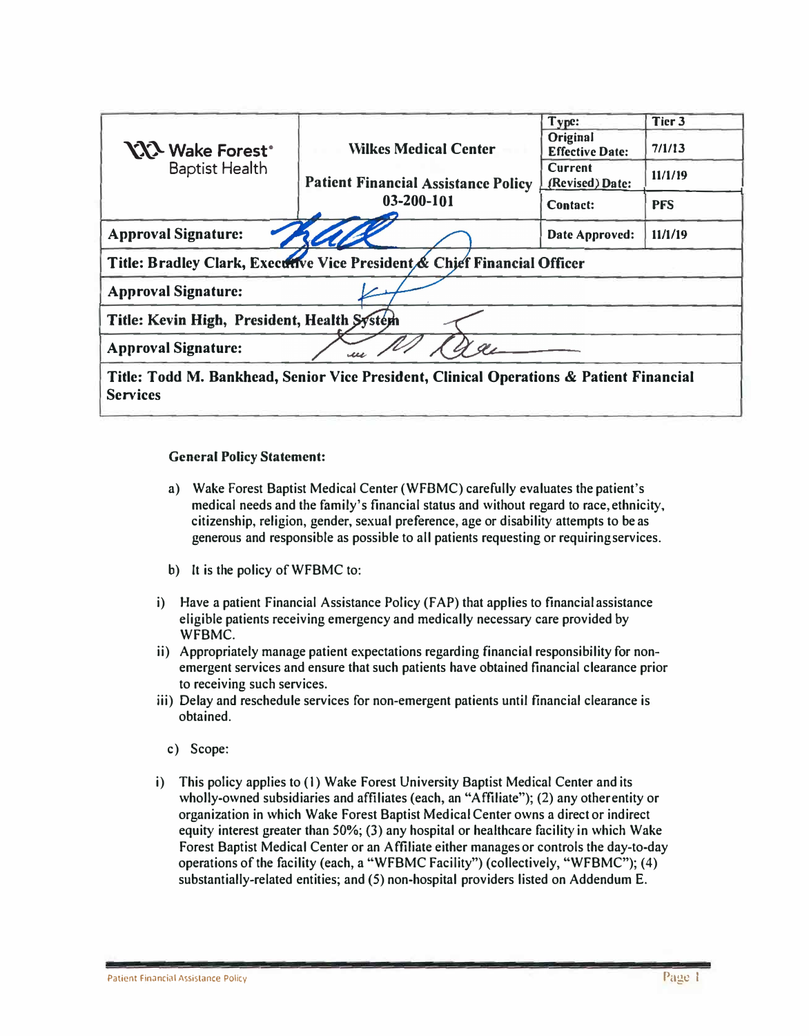| Wake Forest® Baptist Health | Wilkes Medical Center<br><br>Patient Financial Assistance Policy<br>03-200-101 | Type: | Tier 3 |
|---|---|---|---|
| | | Original Effective Date: | 7/1/13 |
| | | Current (Revised) Date: | 11/1/19 |
| | | Contact: | PFS |
| Approval Signature: | | Date Approved: | 11/1/19 |
| Title: Bradley Clark, Executive Vice President & Chief Financial Officer | | | |
| Approval Signature: | | | |
| Title: Kevin High, President, Health System | | | |
| Approval Signature: | | | |
| Title: Todd M. Bankhead, Senior Vice President, Clinical Operations & Patient Financial Services | | | |

**General Policy Statement:**

a) Wake Forest Baptist Medical Center (WFBMC) carefully evaluates the patient's medical needs and the family's financial status and without regard to race, ethnicity, citizenship, religion, gender, sexual preference, age or disability attempts to be as generous and responsible as possible to all patients requesting or requiring services.

b) It is the policy of WFBMC to:

i) Have a patient Financial Assistance Policy (FAP) that applies to financial assistance eligible patients receiving emergency and medically necessary care provided by WFBMC.

ii) Appropriately manage patient expectations regarding financial responsibility for non-emergent services and ensure that such patients have obtained financial clearance prior to receiving such services.

iii) Delay and reschedule services for non-emergent patients until financial clearance is obtained.

c) Scope:

i) This policy applies to (1) Wake Forest University Baptist Medical Center and its wholly-owned subsidiaries and affiliates (each, an "Affiliate"); (2) any other entity or organization in which Wake Forest Baptist Medical Center owns a direct or indirect equity interest greater than 50%; (3) any hospital or healthcare facility in which Wake Forest Baptist Medical Center or an Affiliate either manages or controls the day-to-day operations of the facility (each, a "WFBMC Facility") (collectively, "WFBMC"); (4) substantially-related entities; and (5) non-hospital providers listed on Addendum E.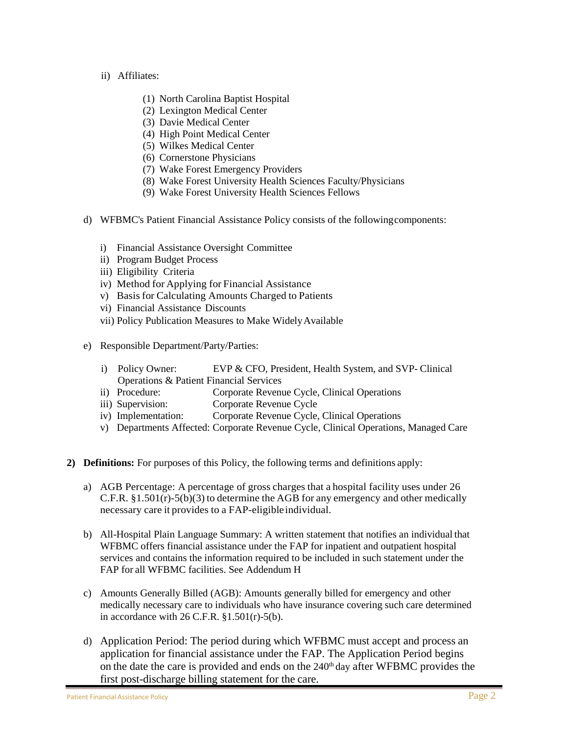ii) Affiliates:

(1) North Carolina Baptist Hospital
(2) Lexington Medical Center
(3) Davie Medical Center
(4) High Point Medical Center
(5) Wilkes Medical Center
(6) Cornerstone Physicians
(7) Wake Forest Emergency Providers
(8) Wake Forest University Health Sciences Faculty/Physicians
(9) Wake Forest University Health Sciences Fellows

d) WFBMC's Patient Financial Assistance Policy consists of the following components:

i) Financial Assistance Oversight Committee
ii) Program Budget Process
iii) Eligibility Criteria
iv) Method for Applying for Financial Assistance
v) Basis for Calculating Amounts Charged to Patients
vi) Financial Assistance Discounts
vii) Policy Publication Measures to Make Widely Available

e) Responsible Department/Party/Parties:

i) Policy Owner: EVP & CFO, President, Health System, and SVP- Clinical Operations & Patient Financial Services
ii) Procedure: Corporate Revenue Cycle, Clinical Operations
iii) Supervision: Corporate Revenue Cycle
iv) Implementation: Corporate Revenue Cycle, Clinical Operations
v) Departments Affected: Corporate Revenue Cycle, Clinical Operations, Managed Care

**2) Definitions:** For purposes of this Policy, the following terms and definitions apply:

a) AGB Percentage: A percentage of gross charges that a hospital facility uses under 26 C.F.R. §1.501(r)-5(b)(3) to determine the AGB for any emergency and other medically necessary care it provides to a FAP-eligible individual.

b) All-Hospital Plain Language Summary: A written statement that notifies an individual that WFBMC offers financial assistance under the FAP for inpatient and outpatient hospital services and contains the information required to be included in such statement under the FAP for all WFBMC facilities. See Addendum H

c) Amounts Generally Billed (AGB): Amounts generally billed for emergency and other medically necessary care to individuals who have insurance covering such care determined in accordance with 26 C.F.R. §1.501(r)-5(b).

d) Application Period: The period during which WFBMC must accept and process an application for financial assistance under the FAP. The Application Period begins on the date the care is provided and ends on the 240th day after WFBMC provides the first post-discharge billing statement for the care.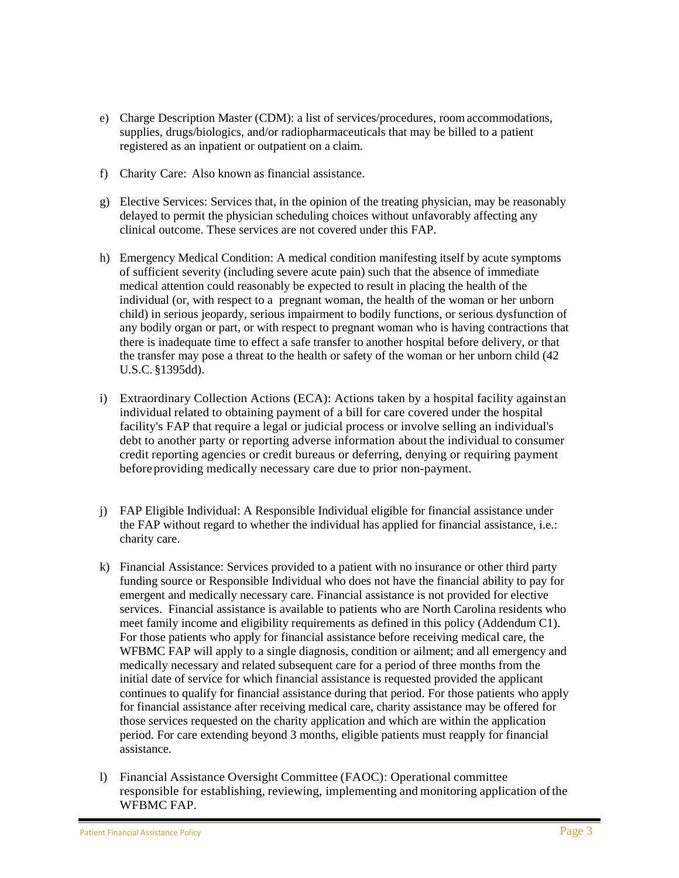e) Charge Description Master (CDM): a list of services/procedures, room accommodations, supplies, drugs/biologics, and/or radiopharmaceuticals that may be billed to a patient registered as an inpatient or outpatient on a claim.

f) Charity Care: Also known as financial assistance.

g) Elective Services: Services that, in the opinion of the treating physician, may be reasonably delayed to permit the physician scheduling choices without unfavorably affecting any clinical outcome. These services are not covered under this FAP.

h) Emergency Medical Condition: A medical condition manifesting itself by acute symptoms of sufficient severity (including severe acute pain) such that the absence of immediate medical attention could reasonably be expected to result in placing the health of the individual (or, with respect to a pregnant woman, the health of the woman or her unborn child) in serious jeopardy, serious impairment to bodily functions, or serious dysfunction of any bodily organ or part, or with respect to pregnant woman who is having contractions that there is inadequate time to effect a safe transfer to another hospital before delivery, or that the transfer may pose a threat to the health or safety of the woman or her unborn child (42 U.S.C. §1395dd).

i) Extraordinary Collection Actions (ECA): Actions taken by a hospital facility against an individual related to obtaining payment of a bill for care covered under the hospital facility's FAP that require a legal or judicial process or involve selling an individual's debt to another party or reporting adverse information about the individual to consumer credit reporting agencies or credit bureaus or deferring, denying or requiring payment before providing medically necessary care due to prior non-payment.

j) FAP Eligible Individual: A Responsible Individual eligible for financial assistance under the FAP without regard to whether the individual has applied for financial assistance, i.e.: charity care.

k) Financial Assistance: Services provided to a patient with no insurance or other third party funding source or Responsible Individual who does not have the financial ability to pay for emergent and medically necessary care. Financial assistance is not provided for elective services. Financial assistance is available to patients who are North Carolina residents who meet family income and eligibility requirements as defined in this policy (Addendum C1). For those patients who apply for financial assistance before receiving medical care, the WFBMC FAP will apply to a single diagnosis, condition or ailment; and all emergency and medically necessary and related subsequent care for a period of three months from the initial date of service for which financial assistance is requested provided the applicant continues to qualify for financial assistance during that period. For those patients who apply for financial assistance after receiving medical care, charity assistance may be offered for those services requested on the charity application and which are within the application period. For care extending beyond 3 months, eligible patients must reapply for financial assistance.

l) Financial Assistance Oversight Committee (FAOC): Operational committee responsible for establishing, reviewing, implementing and monitoring application of the WFBMC FAP.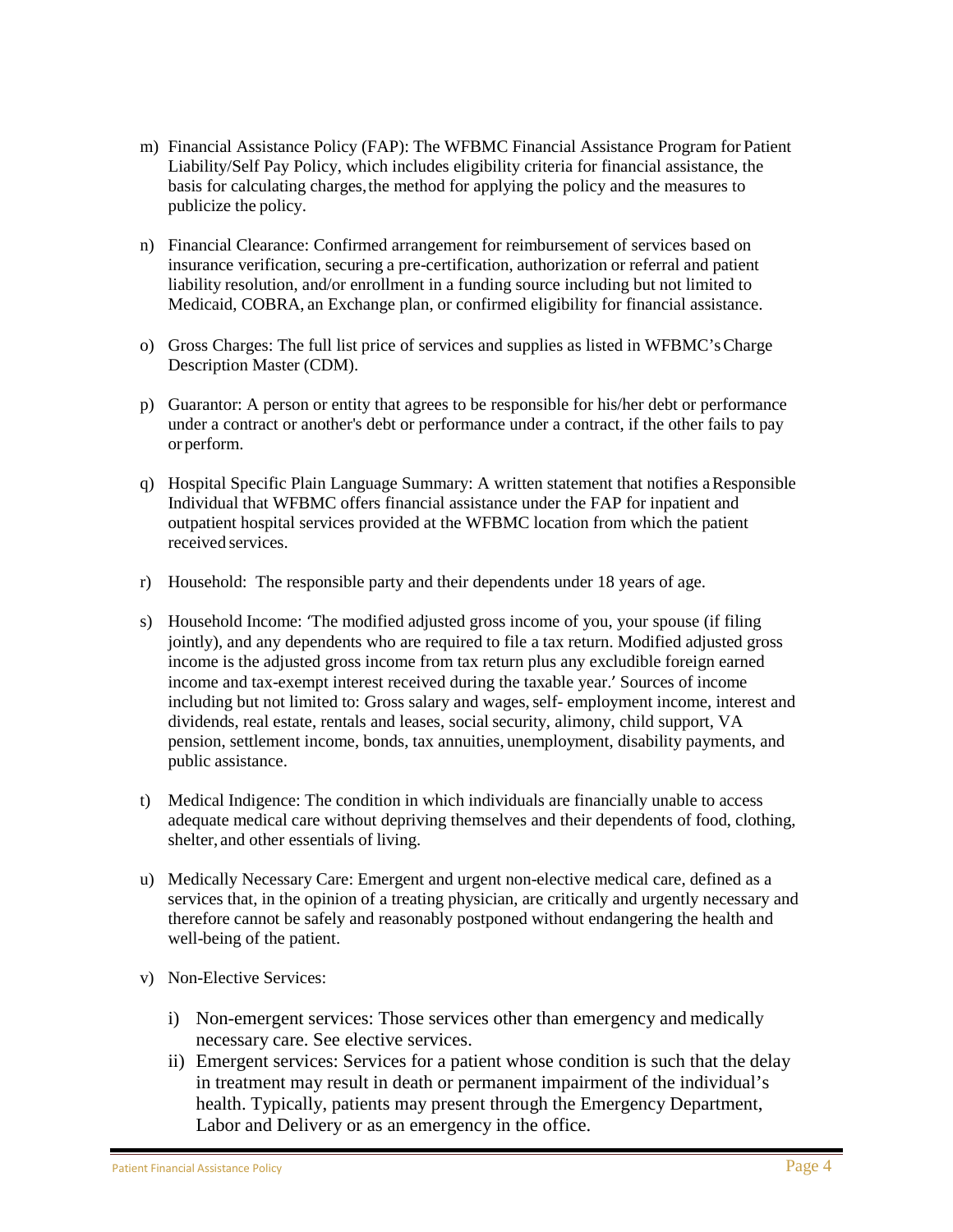m) Financial Assistance Policy (FAP): The WFBMC Financial Assistance Program for Patient Liability/Self Pay Policy, which includes eligibility criteria for financial assistance, the basis for calculating charges, the method for applying the policy and the measures to publicize the policy.

n) Financial Clearance: Confirmed arrangement for reimbursement of services based on insurance verification, securing a pre-certification, authorization or referral and patient liability resolution, and/or enrollment in a funding source including but not limited to Medicaid, COBRA, an Exchange plan, or confirmed eligibility for financial assistance.

o) Gross Charges: The full list price of services and supplies as listed in WFBMC's Charge Description Master (CDM).

p) Guarantor: A person or entity that agrees to be responsible for his/her debt or performance under a contract or another's debt or performance under a contract, if the other fails to pay or perform.

q) Hospital Specific Plain Language Summary: A written statement that notifies a Responsible Individual that WFBMC offers financial assistance under the FAP for inpatient and outpatient hospital services provided at the WFBMC location from which the patient received services.

r) Household: The responsible party and their dependents under 18 years of age.

s) Household Income: 'The modified adjusted gross income of you, your spouse (if filing jointly), and any dependents who are required to file a tax return. Modified adjusted gross income is the adjusted gross income from tax return plus any excludible foreign earned income and tax-exempt interest received during the taxable year.' Sources of income including but not limited to: Gross salary and wages, self- employment income, interest and dividends, real estate, rentals and leases, social security, alimony, child support, VA pension, settlement income, bonds, tax annuities, unemployment, disability payments, and public assistance.

t) Medical Indigence: The condition in which individuals are financially unable to access adequate medical care without depriving themselves and their dependents of food, clothing, shelter, and other essentials of living.

u) Medically Necessary Care: Emergent and urgent non-elective medical care, defined as a services that, in the opinion of a treating physician, are critically and urgently necessary and therefore cannot be safely and reasonably postponed without endangering the health and well-being of the patient.

v) Non-Elective Services:

   i) Non-emergent services: Those services other than emergency and medically necessary care. See elective services.
   ii) Emergent services: Services for a patient whose condition is such that the delay in treatment may result in death or permanent impairment of the individual's health. Typically, patients may present through the Emergency Department, Labor and Delivery or as an emergency in the office.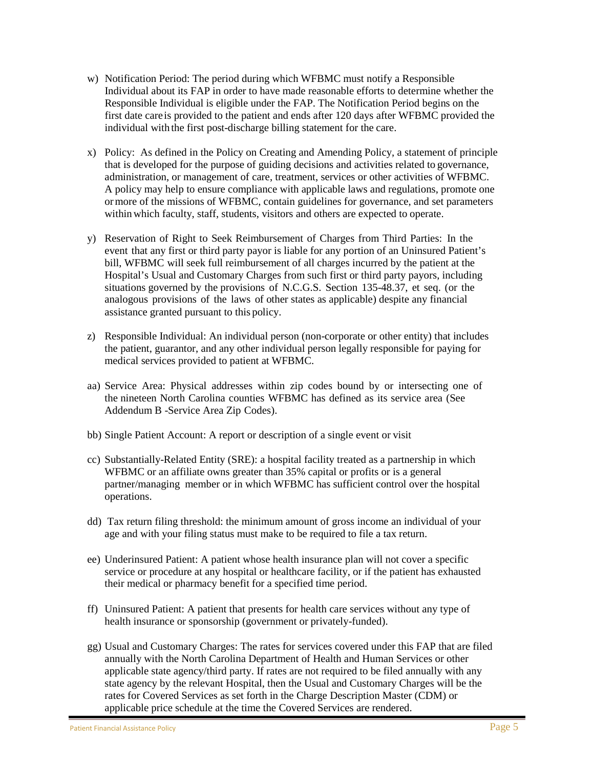w) Notification Period: The period during which WFBMC must notify a Responsible Individual about its FAP in order to have made reasonable efforts to determine whether the Responsible Individual is eligible under the FAP. The Notification Period begins on the first date care is provided to the patient and ends after 120 days after WFBMC provided the individual with the first post-discharge billing statement for the care.

x) Policy: As defined in the Policy on Creating and Amending Policy, a statement of principle that is developed for the purpose of guiding decisions and activities related to governance, administration, or management of care, treatment, services or other activities of WFBMC. A policy may help to ensure compliance with applicable laws and regulations, promote one or more of the missions of WFBMC, contain guidelines for governance, and set parameters within which faculty, staff, students, visitors and others are expected to operate.

y) Reservation of Right to Seek Reimbursement of Charges from Third Parties: In the event that any first or third party payor is liable for any portion of an Uninsured Patient's bill, WFBMC will seek full reimbursement of all charges incurred by the patient at the Hospital's Usual and Customary Charges from such first or third party payors, including situations governed by the provisions of N.C.G.S. Section 135-48.37, et seq. (or the analogous provisions of the laws of other states as applicable) despite any financial assistance granted pursuant to this policy.

z) Responsible Individual: An individual person (non-corporate or other entity) that includes the patient, guarantor, and any other individual person legally responsible for paying for medical services provided to patient at WFBMC.

aa) Service Area: Physical addresses within zip codes bound by or intersecting one of the nineteen North Carolina counties WFBMC has defined as its service area (See Addendum B -Service Area Zip Codes).

bb) Single Patient Account: A report or description of a single event or visit

cc) Substantially-Related Entity (SRE): a hospital facility treated as a partnership in which WFBMC or an affiliate owns greater than 35% capital or profits or is a general partner/managing member or in which WFBMC has sufficient control over the hospital operations.

dd) Tax return filing threshold: the minimum amount of gross income an individual of your age and with your filing status must make to be required to file a tax return.

ee) Underinsured Patient: A patient whose health insurance plan will not cover a specific service or procedure at any hospital or healthcare facility, or if the patient has exhausted their medical or pharmacy benefit for a specified time period.

ff) Uninsured Patient: A patient that presents for health care services without any type of health insurance or sponsorship (government or privately-funded).

gg) Usual and Customary Charges: The rates for services covered under this FAP that are filed annually with the North Carolina Department of Health and Human Services or other applicable state agency/third party. If rates are not required to be filed annually with any state agency by the relevant Hospital, then the Usual and Customary Charges will be the rates for Covered Services as set forth in the Charge Description Master (CDM) or applicable price schedule at the time the Covered Services are rendered.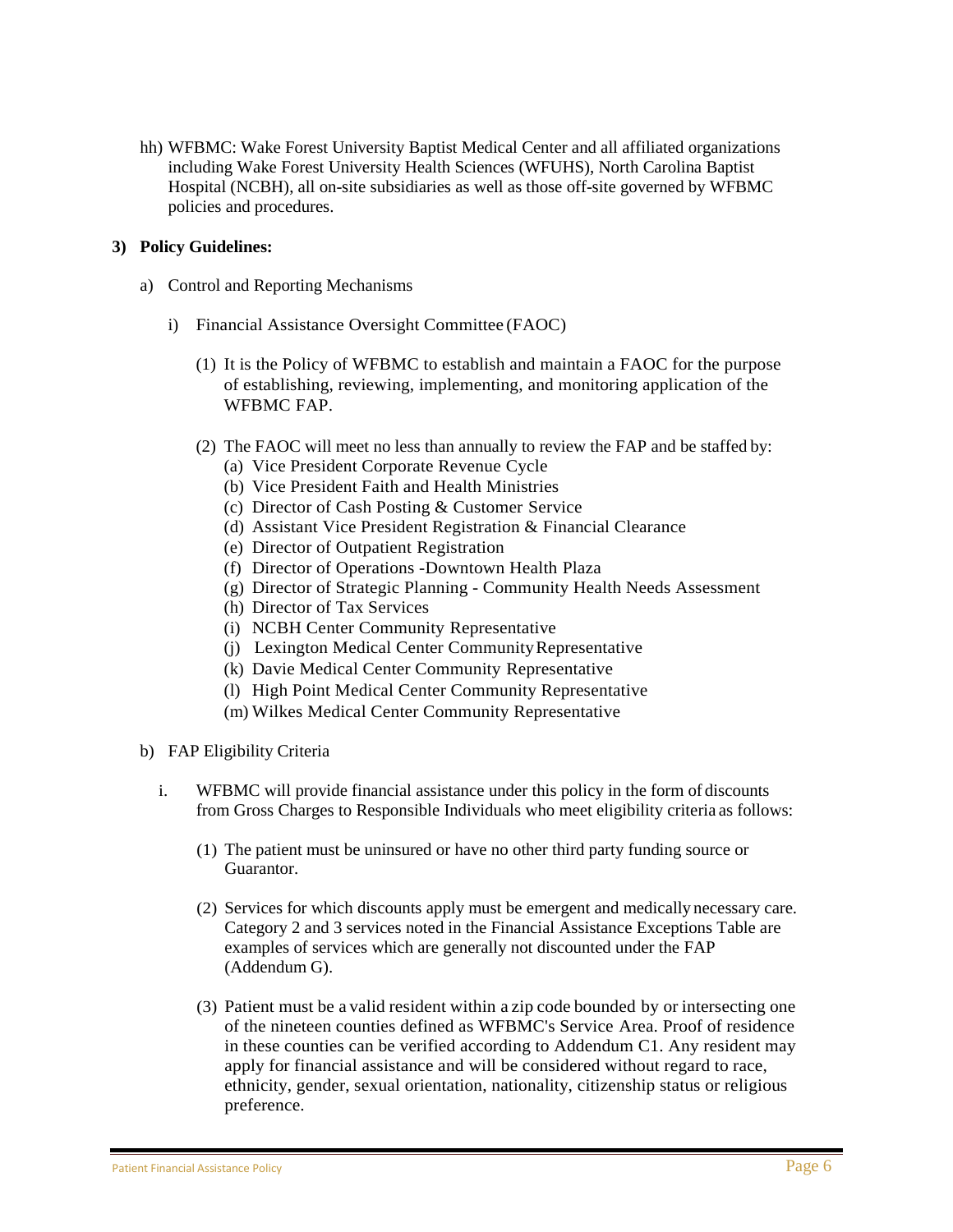hh) WFBMC: Wake Forest University Baptist Medical Center and all affiliated organizations including Wake Forest University Health Sciences (WFUHS), North Carolina Baptist Hospital (NCBH), all on-site subsidiaries as well as those off-site governed by WFBMC policies and procedures.

**3) Policy Guidelines:**

a) Control and Reporting Mechanisms

i) Financial Assistance Oversight Committee (FAOC)

(1) It is the Policy of WFBMC to establish and maintain a FAOC for the purpose of establishing, reviewing, implementing, and monitoring application of the WFBMC FAP.

(2) The FAOC will meet no less than annually to review the FAP and be staffed by:
(a) Vice President Corporate Revenue Cycle
(b) Vice President Faith and Health Ministries
(c) Director of Cash Posting & Customer Service
(d) Assistant Vice President Registration & Financial Clearance
(e) Director of Outpatient Registration
(f) Director of Operations -Downtown Health Plaza
(g) Director of Strategic Planning - Community Health Needs Assessment
(h) Director of Tax Services
(i) NCBH Center Community Representative
(j) Lexington Medical Center Community Representative
(k) Davie Medical Center Community Representative
(l) High Point Medical Center Community Representative
(m) Wilkes Medical Center Community Representative

b) FAP Eligibility Criteria

i. WFBMC will provide financial assistance under this policy in the form of discounts from Gross Charges to Responsible Individuals who meet eligibility criteria as follows:

(1) The patient must be uninsured or have no other third party funding source or Guarantor.

(2) Services for which discounts apply must be emergent and medically necessary care. Category 2 and 3 services noted in the Financial Assistance Exceptions Table are examples of services which are generally not discounted under the FAP (Addendum G).

(3) Patient must be a valid resident within a zip code bounded by or intersecting one of the nineteen counties defined as WFBMC's Service Area. Proof of residence in these counties can be verified according to Addendum C1. Any resident may apply for financial assistance and will be considered without regard to race, ethnicity, gender, sexual orientation, nationality, citizenship status or religious preference.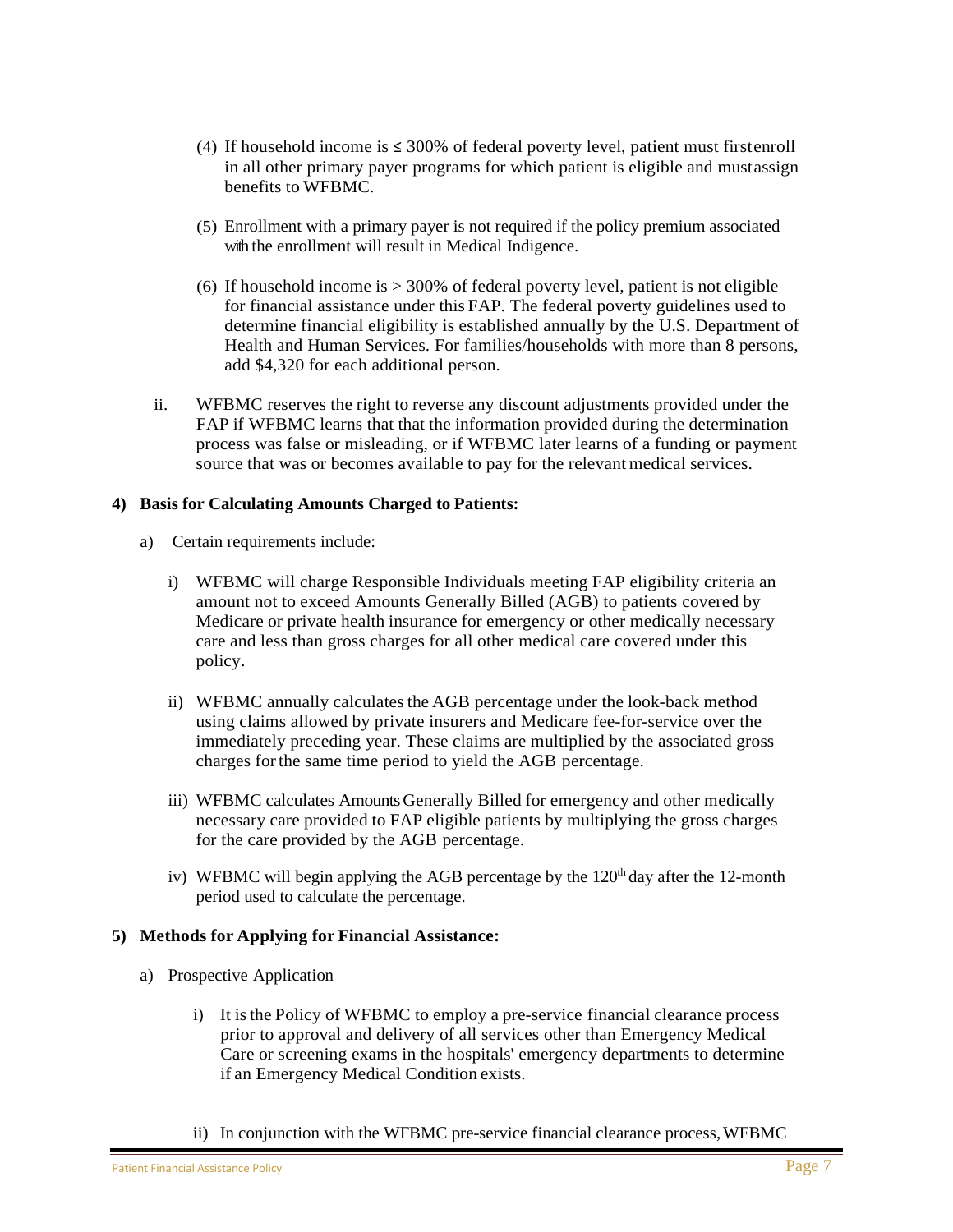(4) If household income is ≤ 300% of federal poverty level, patient must first enroll in all other primary payer programs for which patient is eligible and must assign benefits to WFBMC.

(5) Enrollment with a primary payer is not required if the policy premium associated with the enrollment will result in Medical Indigence.

(6) If household income is > 300% of federal poverty level, patient is not eligible for financial assistance under this FAP. The federal poverty guidelines used to determine financial eligibility is established annually by the U.S. Department of Health and Human Services. For families/households with more than 8 persons, add $4,320 for each additional person.

ii. WFBMC reserves the right to reverse any discount adjustments provided under the FAP if WFBMC learns that that the information provided during the determination process was false or misleading, or if WFBMC later learns of a funding or payment source that was or becomes available to pay for the relevant medical services.

**4) Basis for Calculating Amounts Charged to Patients:**

a) Certain requirements include:

i) WFBMC will charge Responsible Individuals meeting FAP eligibility criteria an amount not to exceed Amounts Generally Billed (AGB) to patients covered by Medicare or private health insurance for emergency or other medically necessary care and less than gross charges for all other medical care covered under this policy.

ii) WFBMC annually calculates the AGB percentage under the look-back method using claims allowed by private insurers and Medicare fee-for-service over the immediately preceding year. These claims are multiplied by the associated gross charges for the same time period to yield the AGB percentage.

iii) WFBMC calculates Amounts Generally Billed for emergency and other medically necessary care provided to FAP eligible patients by multiplying the gross charges for the care provided by the AGB percentage.

iv) WFBMC will begin applying the AGB percentage by the 120th day after the 12-month period used to calculate the percentage.

**5) Methods for Applying for Financial Assistance:**

a) Prospective Application

i) It is the Policy of WFBMC to employ a pre-service financial clearance process prior to approval and delivery of all services other than Emergency Medical Care or screening exams in the hospitals' emergency departments to determine if an Emergency Medical Condition exists.

ii) In conjunction with the WFBMC pre-service financial clearance process, WFBMC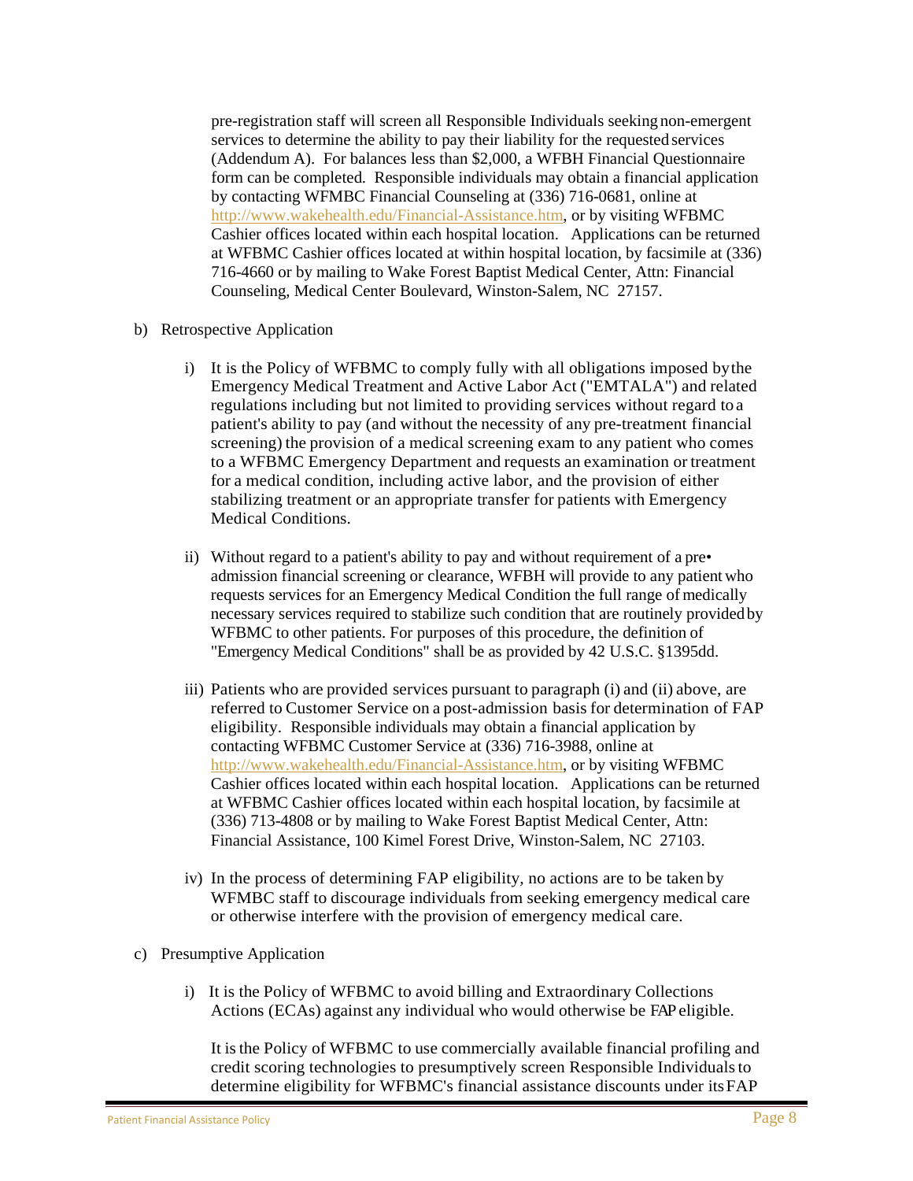pre-registration staff will screen all Responsible Individuals seeking non-emergent services to determine the ability to pay their liability for the requested services (Addendum A). For balances less than $2,000, a WFBH Financial Questionnaire form can be completed. Responsible individuals may obtain a financial application by contacting WFMBC Financial Counseling at (336) 716-0681, online at http://www.wakehealth.edu/Financial-Assistance.htm, or by visiting WFBMC Cashier offices located within each hospital location. Applications can be returned at WFBMC Cashier offices located at within hospital location, by facsimile at (336) 716-4660 or by mailing to Wake Forest Baptist Medical Center, Attn: Financial Counseling, Medical Center Boulevard, Winston-Salem, NC 27157.

b) Retrospective Application

i) It is the Policy of WFBMC to comply fully with all obligations imposed by the Emergency Medical Treatment and Active Labor Act ("EMTALA") and related regulations including but not limited to providing services without regard to a patient's ability to pay (and without the necessity of any pre-treatment financial screening) the provision of a medical screening exam to any patient who comes to a WFBMC Emergency Department and requests an examination or treatment for a medical condition, including active labor, and the provision of either stabilizing treatment or an appropriate transfer for patients with Emergency Medical Conditions.

ii) Without regard to a patient's ability to pay and without requirement of a pre• admission financial screening or clearance, WFBH will provide to any patient who requests services for an Emergency Medical Condition the full range of medically necessary services required to stabilize such condition that are routinely provided by WFBMC to other patients. For purposes of this procedure, the definition of "Emergency Medical Conditions" shall be as provided by 42 U.S.C. §1395dd.

iii) Patients who are provided services pursuant to paragraph (i) and (ii) above, are referred to Customer Service on a post-admission basis for determination of FAP eligibility. Responsible individuals may obtain a financial application by contacting WFBMC Customer Service at (336) 716-3988, online at http://www.wakehealth.edu/Financial-Assistance.htm, or by visiting WFBMC Cashier offices located within each hospital location. Applications can be returned at WFBMC Cashier offices located within each hospital location, by facsimile at (336) 713-4808 or by mailing to Wake Forest Baptist Medical Center, Attn: Financial Assistance, 100 Kimel Forest Drive, Winston-Salem, NC 27103.

iv) In the process of determining FAP eligibility, no actions are to be taken by WFMBC staff to discourage individuals from seeking emergency medical care or otherwise interfere with the provision of emergency medical care.

c) Presumptive Application

i) It is the Policy of WFBMC to avoid billing and Extraordinary Collections Actions (ECAs) against any individual who would otherwise be FAP eligible.

It is the Policy of WFBMC to use commercially available financial profiling and credit scoring technologies to presumptively screen Responsible Individuals to determine eligibility for WFBMC's financial assistance discounts under its FAP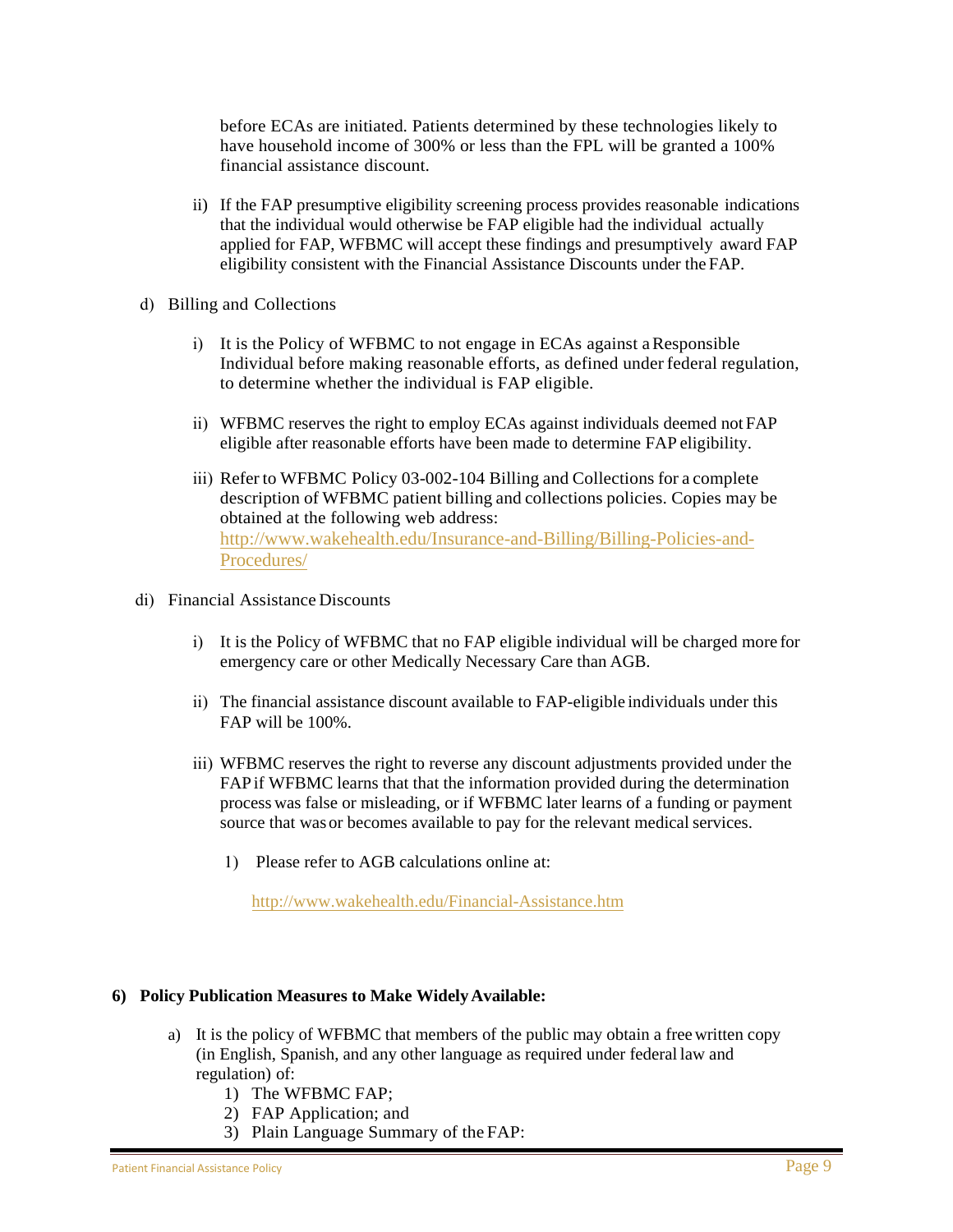before ECAs are initiated. Patients determined by these technologies likely to have household income of 300% or less than the FPL will be granted a 100% financial assistance discount.

ii) If the FAP presumptive eligibility screening process provides reasonable indications that the individual would otherwise be FAP eligible had the individual actually applied for FAP, WFBMC will accept these findings and presumptively award FAP eligibility consistent with the Financial Assistance Discounts under the FAP.

d) Billing and Collections

i) It is the Policy of WFBMC to not engage in ECAs against a Responsible Individual before making reasonable efforts, as defined under federal regulation, to determine whether the individual is FAP eligible.

ii) WFBMC reserves the right to employ ECAs against individuals deemed not FAP eligible after reasonable efforts have been made to determine FAP eligibility.

iii) Refer to WFBMC Policy 03-002-104 Billing and Collections for a complete description of WFBMC patient billing and collections policies. Copies may be obtained at the following web address: http://www.wakehealth.edu/Insurance-and-Billing/Billing-Policies-and-Procedures/

di) Financial Assistance Discounts

i) It is the Policy of WFBMC that no FAP eligible individual will be charged more for emergency care or other Medically Necessary Care than AGB.

ii) The financial assistance discount available to FAP-eligible individuals under this FAP will be 100%.

iii) WFBMC reserves the right to reverse any discount adjustments provided under the FAP if WFBMC learns that that the information provided during the determination process was false or misleading, or if WFBMC later learns of a funding or payment source that was or becomes available to pay for the relevant medical services.

1) Please refer to AGB calculations online at:

http://www.wakehealth.edu/Financial-Assistance.htm

**6) Policy Publication Measures to Make Widely Available:**

a) It is the policy of WFBMC that members of the public may obtain a free written copy (in English, Spanish, and any other language as required under federal law and regulation) of:

1) The WFBMC FAP;
2) FAP Application; and
3) Plain Language Summary of the FAP: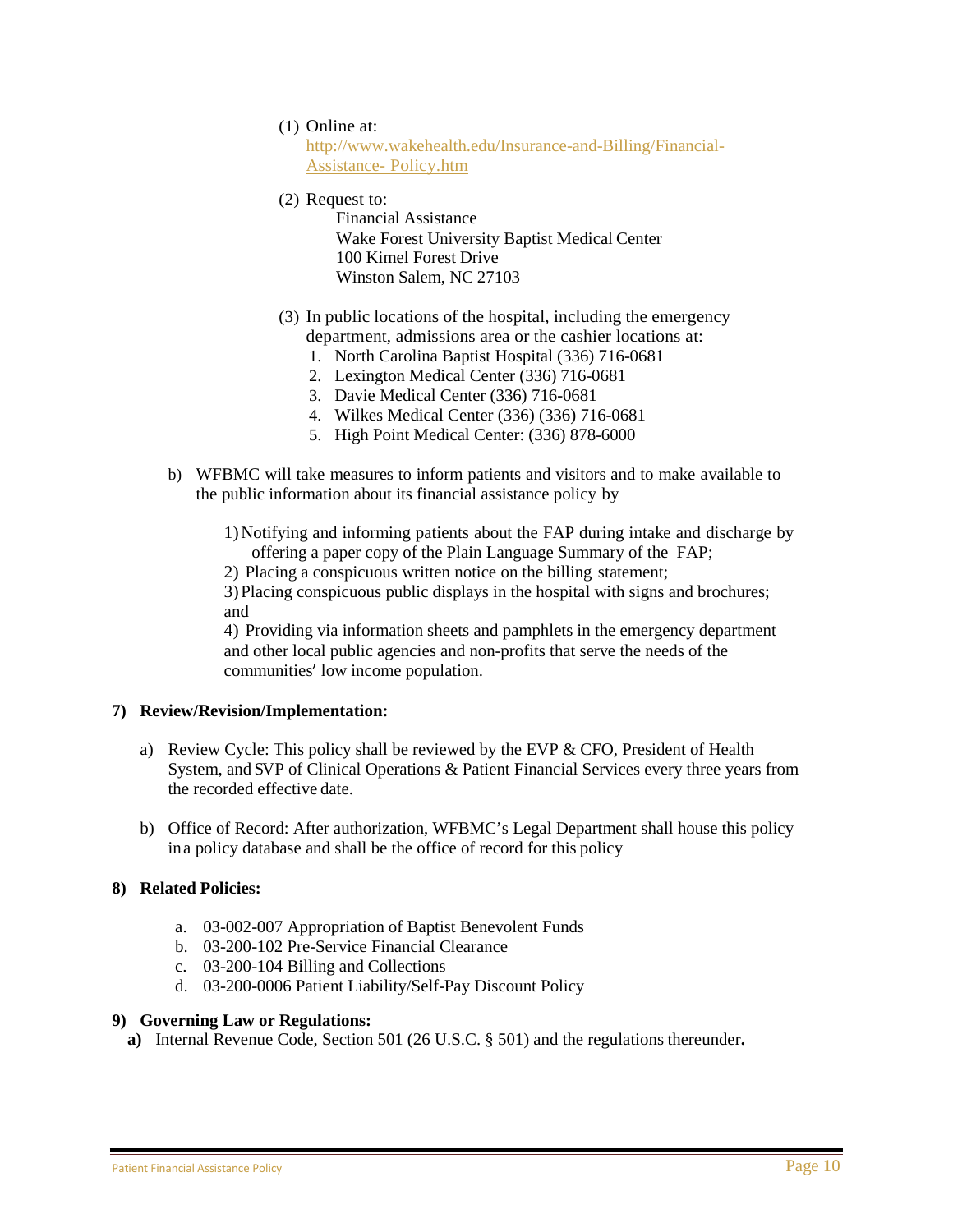(1) Online at: [http://www.wakehealth.edu/Insurance-and-Billing/Financial-Assistance- Policy.htm](http://www.wakehealth.edu/Insurance-and-Billing/Financial-Assistance-Policy.htm)

(2) Request to:

Financial Assistance
Wake Forest University Baptist Medical Center
100 Kimel Forest Drive
Winston Salem, NC 27103

(3) In public locations of the hospital, including the emergency department, admissions area or the cashier locations at:

1. North Carolina Baptist Hospital (336) 716-0681
2. Lexington Medical Center (336) 716-0681
3. Davie Medical Center (336) 716-0681
4. Wilkes Medical Center (336) (336) 716-0681
5. High Point Medical Center: (336) 878-6000

b) WFBMC will take measures to inform patients and visitors and to make available to the public information about its financial assistance policy by

1) Notifying and informing patients about the FAP during intake and discharge by offering a paper copy of the Plain Language Summary of the FAP;
2) Placing a conspicuous written notice on the billing statement;
3) Placing conspicuous public displays in the hospital with signs and brochures; and
4) Providing via information sheets and pamphlets in the emergency department and other local public agencies and non-profits that serve the needs of the communities' low income population.

**7) Review/Revision/Implementation:**

a) Review Cycle: This policy shall be reviewed by the EVP & CFO, President of Health System, and SVP of Clinical Operations & Patient Financial Services every three years from the recorded effective date.

b) Office of Record: After authorization, WFBMC's Legal Department shall house this policy in a policy database and shall be the office of record for this policy

**8) Related Policies:**

a. 03-002-007 Appropriation of Baptist Benevolent Funds
b. 03-200-102 Pre-Service Financial Clearance
c. 03-200-104 Billing and Collections
d. 03-200-0006 Patient Liability/Self-Pay Discount Policy

**9) Governing Law or Regulations:**

**a)** Internal Revenue Code, Section 501 (26 U.S.C. § 501) and the regulations thereunder**.**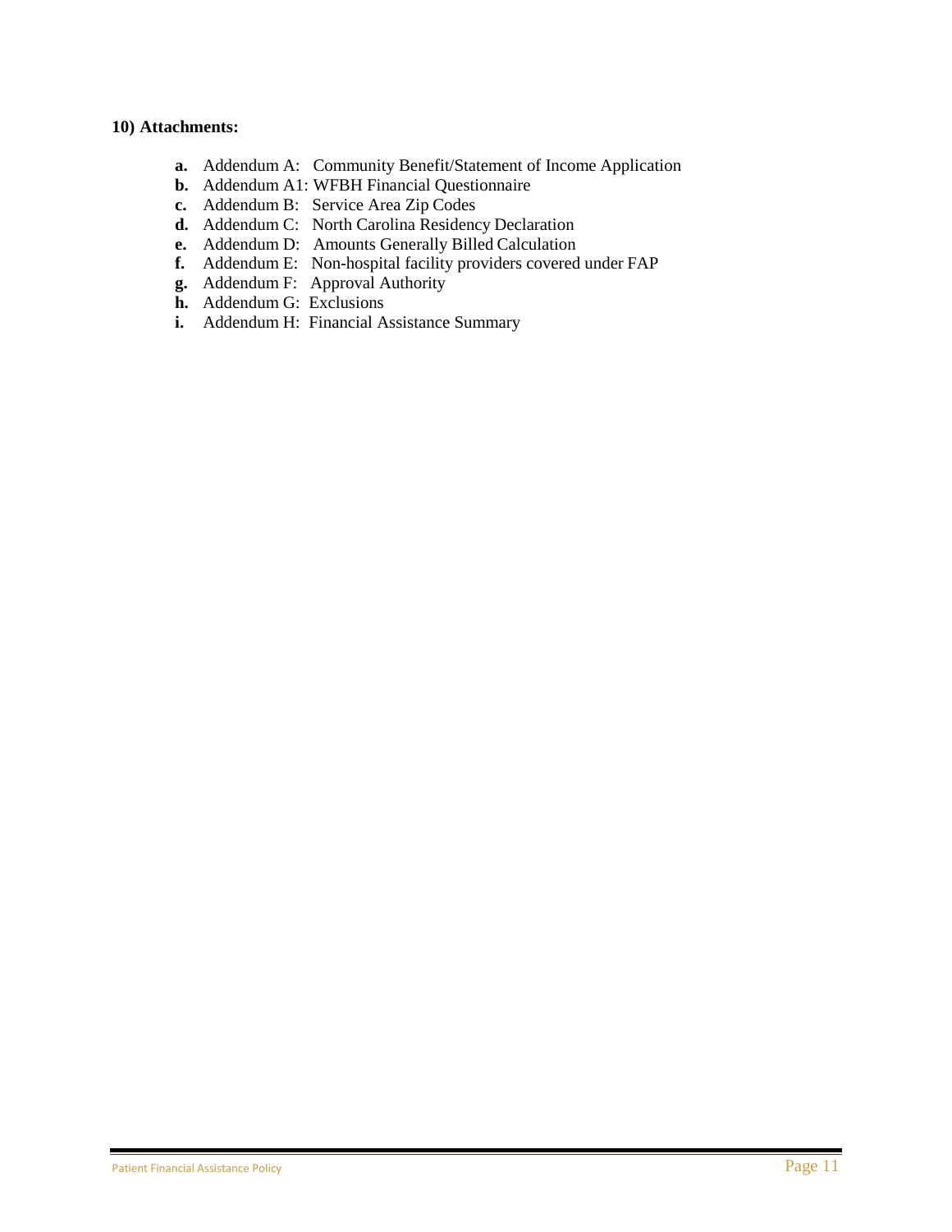**10) Attachments:**

- **a.** Addendum A: Community Benefit/Statement of Income Application
- **b.** Addendum A1: WFBH Financial Questionnaire
- **c.** Addendum B: Service Area Zip Codes
- **d.** Addendum C: North Carolina Residency Declaration
- **e.** Addendum D: Amounts Generally Billed Calculation
- **f.** Addendum E: Non-hospital facility providers covered under FAP
- **g.** Addendum F: Approval Authority
- **h.** Addendum G: Exclusions
- **i.** Addendum H: Financial Assistance Summary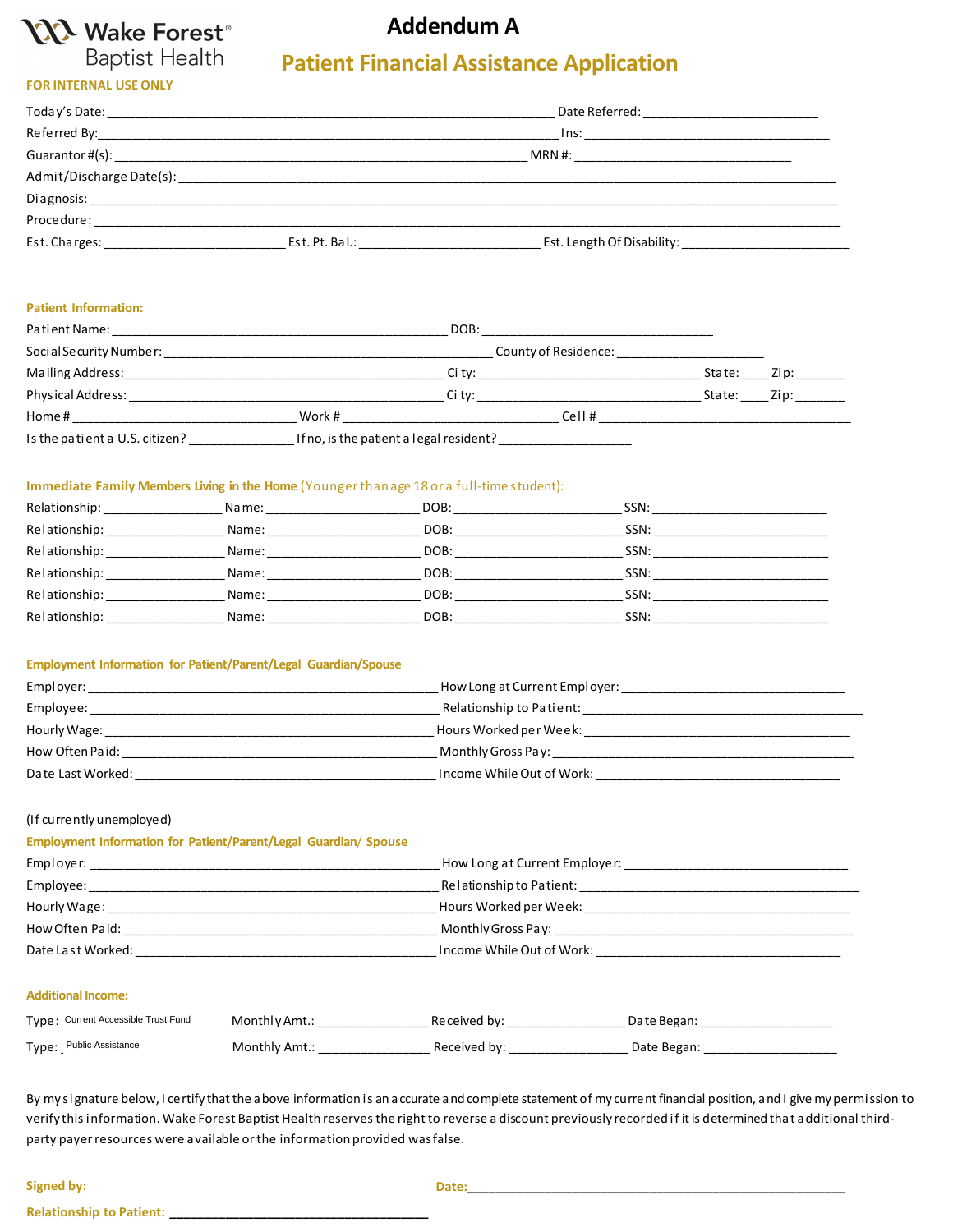Wake Forest® Baptist Health

# Addendum A

## Patient Financial Assistance Application

**FOR INTERNAL USE ONLY**

Today's Date: ______________________________ Date Referred: ______________________

Referred By: ______________________________ Ins: ______________________

Guarantor #(s): ______________________________ MRN #: ______________________

Admit/Discharge Date(s): ______________________________________________

Diagnosis: ______________________________________________

Procedure: ______________________________________________

Est. Charges: ______________ Est. Pt. Bal.: ______________ Est. Length Of Disability: ______________

**Patient Information:**

Patient Name: ______________________________ DOB: ______________________

Social Security Number: ______________________________ County of Residence: ______________________

Mailing Address: ______________________________ City: ______________ State: ____ Zip: ______

Physical Address: ______________________________ City: ______________ State: ____ Zip: ______

Home # ______________ Work # ______________ Cell # ______________

Is the patient a U.S. citizen? ____________ If no, is the patient a legal resident? ______________

**Immediate Family Members Living in the Home** (Younger than age 18 or a full-time student):

Relationship: ____________ Name: ______________ DOB: ______________ SSN: ______________

Relationship: ____________ Name: ______________ DOB: ______________ SSN: ______________

Relationship: ____________ Name: ______________ DOB: ______________ SSN: ______________

Relationship: ____________ Name: ______________ DOB: ______________ SSN: ______________

Relationship: ____________ Name: ______________ DOB: ______________ SSN: ______________

Relationship: ____________ Name: ______________ DOB: ______________ SSN: ______________

**Employment Information for Patient/Parent/Legal Guardian/Spouse**

Employer: ______________________________ How Long at Current Employer: ______________________

Employee: ______________________________ Relationship to Patient: ______________________

Hourly Wage: ______________________________ Hours Worked per Week: ______________________

How Often Paid: ______________________________ Monthly Gross Pay: ______________________

Date Last Worked: ______________________________ Income While Out of Work: ______________________

(If currently unemployed)

**Employment Information for Patient/Parent/Legal Guardian/ Spouse**

Employer: ______________________________ How Long at Current Employer: ______________________

Employee: ______________________________ Relationship to Patient: ______________________

Hourly Wage: ______________________________ Hours Worked per Week: ______________________

How Often Paid: ______________________________ Monthly Gross Pay: ______________________

Date Last Worked: ______________________________ Income While Out of Work: ______________________

**Additional Income:**

Type: Current Accessible Trust Fund Monthly Amt.: ______________ Received by: ______________ Date Began: ______________

Type: Public Assistance Monthly Amt.: ______________ Received by: ______________ Date Began: ______________

By my signature below, I certify that the above information is an accurate and complete statement of my current financial position, and I give my permission to verify this information. Wake Forest Baptist Health reserves the right to reverse a discount previously recorded if it is determined that additional third-party payer resources were available or the information provided was false.

**Signed by:** **Date:** ______________________________

**Relationship to Patient:** ______________________________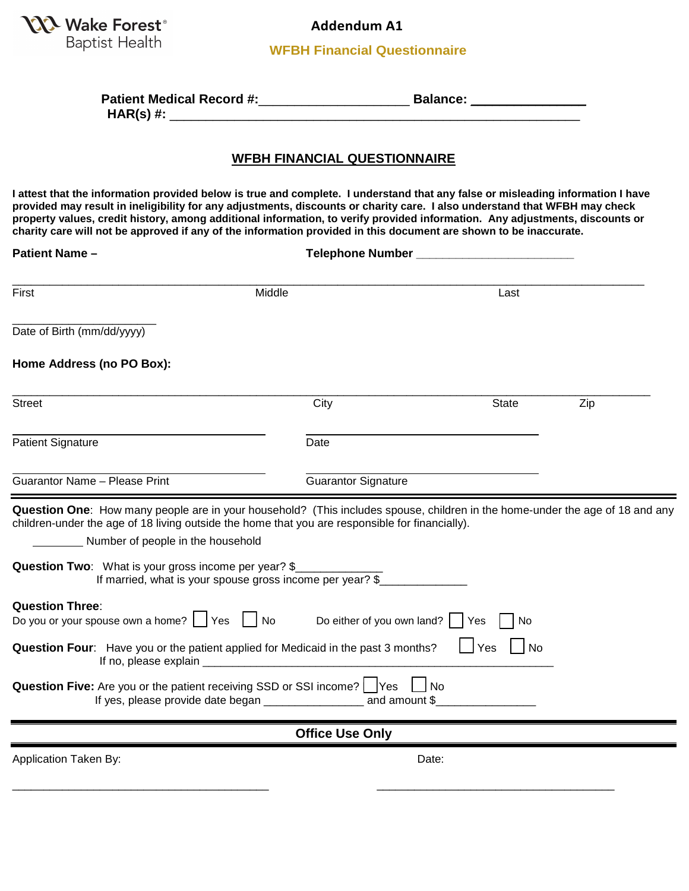Wake Forest® Baptist Health

**Addendum A1**

**WFBH Financial Questionnaire**

**Patient Medical Record #:**____________________ **Balance:** ______________
**HAR(s) #:** ______________________________________________________

## WFBH FINANCIAL QUESTIONNAIRE

**I attest that the information provided below is true and complete. I understand that any false or misleading information I have provided may result in ineligibility for any adjustments, discounts or charity care. I also understand that WFBH may check property values, credit history, among additional information, to verify provided information. Any adjustments, discounts or charity care will not be approved if any of the information provided in this document are shown to be inaccurate.**

**Patient Name –** **Telephone Number** ______________________

_____________________________________________________________________________
First Middle Last

______________________
Date of Birth (mm/dd/yyyy)

**Home Address (no PO Box):**

_____________________________________________________________________________
Street City State Zip

______________________ ______________________
Patient Signature Date

______________________ ______________________
Guarantor Name – Please Print Guarantor Signature

---

**Question One**: How many people are in your household? (This includes spouse, children in the home-under the age of 18 and any children-under the age of 18 living outside the home that you are responsible for financially).

________ Number of people in the household

**Question Two**: What is your gross income per year? $_____________
If married, what is your spouse gross income per year? $_____________

**Question Three**:
Do you or your spouse own a home? ☐ Yes ☐ No Do either of you own land? ☐ Yes ☐ No

**Question Four**: Have you or the patient applied for Medicaid in the past 3 months? ☐ Yes ☐ No
If no, please explain ______________________________________________________

**Question Five:** Are you or the patient receiving SSD or SSI income? ☐ Yes ☐ No
If yes, please provide date began _______________ and amount $_______________

---

**Office Use Only**

Application Taken By: Date:

______________________________________ ______________________________________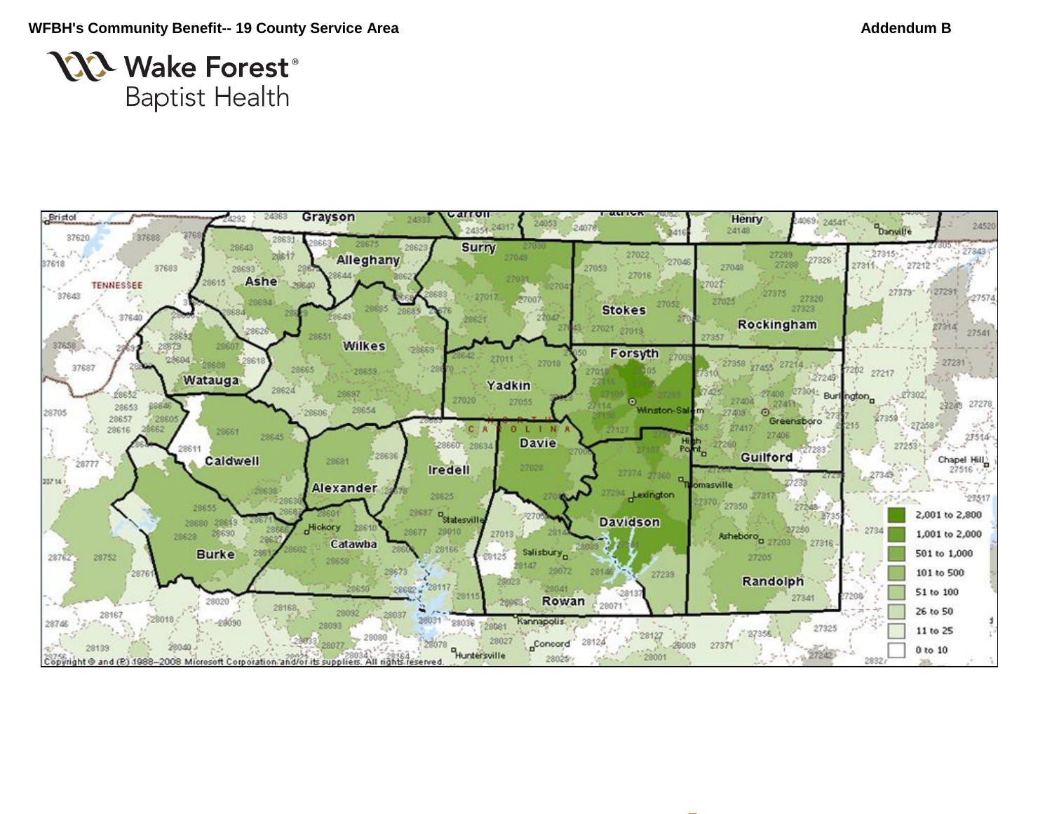WFBH's Community Benefit-- 19 County Service Area

Addendum B

Wake Forest® Baptist Health

| Legend |
|---|
| 2,001 to 2,800 |
| 1,001 to 2,000 |
| 501 to 1,000 |
| 101 to 500 |
| 51 to 100 |
| 26 to 50 |
| 11 to 25 |
| 0 to 10 |

Copyright © and (P) 1988–2008 Microsoft Corporation and/or its suppliers. All rights reserved.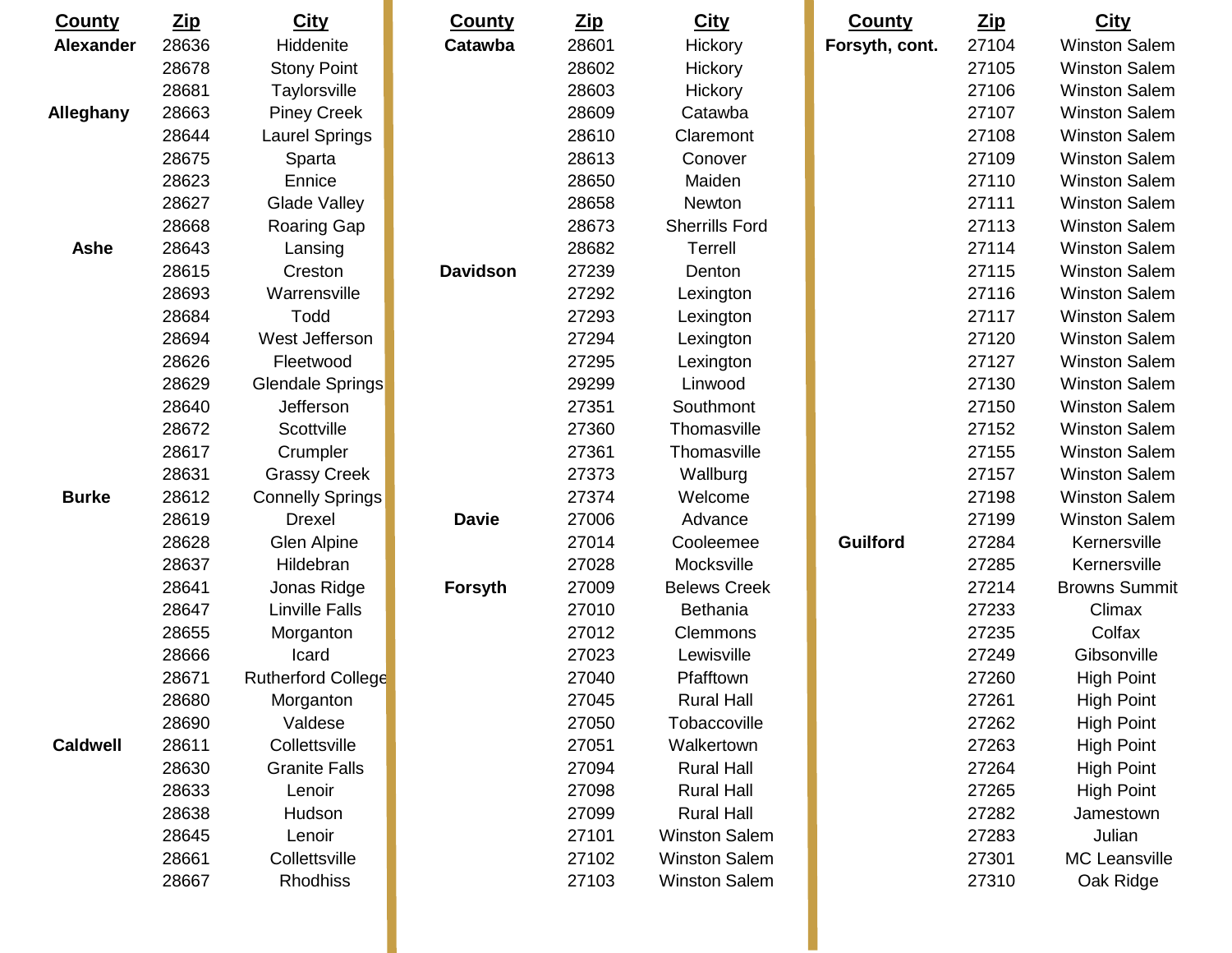| County | Zip | City |
|---|---|---|
| **Alexander** | 28636 | Hiddenite |
| | 28678 | Stony Point |
| | 28681 | Taylorsville |
| **Alleghany** | 28663 | Piney Creek |
| | 28644 | Laurel Springs |
| | 28675 | Sparta |
| | 28623 | Ennice |
| | 28627 | Glade Valley |
| | 28668 | Roaring Gap |
| **Ashe** | 28643 | Lansing |
| | 28615 | Creston |
| | 28693 | Warrensville |
| | 28684 | Todd |
| | 28694 | West Jefferson |
| | 28626 | Fleetwood |
| | 28629 | Glendale Springs |
| | 28640 | Jefferson |
| | 28672 | Scottville |
| | 28617 | Crumpler |
| | 28631 | Grassy Creek |
| **Burke** | 28612 | Connelly Springs |
| | 28619 | Drexel |
| | 28628 | Glen Alpine |
| | 28637 | Hildebran |
| | 28641 | Jonas Ridge |
| | 28647 | Linville Falls |
| | 28655 | Morganton |
| | 28666 | Icard |
| | 28671 | Rutherford College |
| | 28680 | Morganton |
| | 28690 | Valdese |
| **Caldwell** | 28611 | Collettsville |
| | 28630 | Granite Falls |
| | 28633 | Lenoir |
| | 28638 | Hudson |
| | 28645 | Lenoir |
| | 28661 | Collettsville |
| | 28667 | Rhodhiss |
| **Catawba** | 28601 | Hickory |
| | 28602 | Hickory |
| | 28603 | Hickory |
| | 28609 | Catawba |
| | 28610 | Claremont |
| | 28613 | Conover |
| | 28650 | Maiden |
| | 28658 | Newton |
| | 28673 | Sherrills Ford |
| | 28682 | Terrell |
| **Davidson** | 27239 | Denton |
| | 27292 | Lexington |
| | 27293 | Lexington |
| | 27294 | Lexington |
| | 27295 | Lexington |
| | 29299 | Linwood |
| | 27351 | Southmont |
| | 27360 | Thomasville |
| | 27361 | Thomasville |
| | 27373 | Wallburg |
| | 27374 | Welcome |
| **Davie** | 27006 | Advance |
| | 27014 | Cooleemee |
| | 27028 | Mocksville |
| **Forsyth** | 27009 | Belews Creek |
| | 27010 | Bethania |
| | 27012 | Clemmons |
| | 27023 | Lewisville |
| | 27040 | Pfafftown |
| | 27045 | Rural Hall |
| | 27050 | Tobaccoville |
| | 27051 | Walkertown |
| | 27094 | Rural Hall |
| | 27098 | Rural Hall |
| | 27099 | Rural Hall |
| | 27101 | Winston Salem |
| | 27102 | Winston Salem |
| | 27103 | Winston Salem |
| **Forsyth, cont.** | 27104 | Winston Salem |
| | 27105 | Winston Salem |
| | 27106 | Winston Salem |
| | 27107 | Winston Salem |
| | 27108 | Winston Salem |
| | 27109 | Winston Salem |
| | 27110 | Winston Salem |
| | 27111 | Winston Salem |
| | 27113 | Winston Salem |
| | 27114 | Winston Salem |
| | 27115 | Winston Salem |
| | 27116 | Winston Salem |
| | 27117 | Winston Salem |
| | 27120 | Winston Salem |
| | 27127 | Winston Salem |
| | 27130 | Winston Salem |
| | 27150 | Winston Salem |
| | 27152 | Winston Salem |
| | 27155 | Winston Salem |
| | 27157 | Winston Salem |
| | 27198 | Winston Salem |
| | 27199 | Winston Salem |
| **Guilford** | 27284 | Kernersville |
| | 27285 | Kernersville |
| | 27214 | Browns Summit |
| | 27233 | Climax |
| | 27235 | Colfax |
| | 27249 | Gibsonville |
| | 27260 | High Point |
| | 27261 | High Point |
| | 27262 | High Point |
| | 27263 | High Point |
| | 27264 | High Point |
| | 27265 | High Point |
| | 27282 | Jamestown |
| | 27283 | Julian |
| | 27301 | MC Leansville |
| | 27310 | Oak Ridge |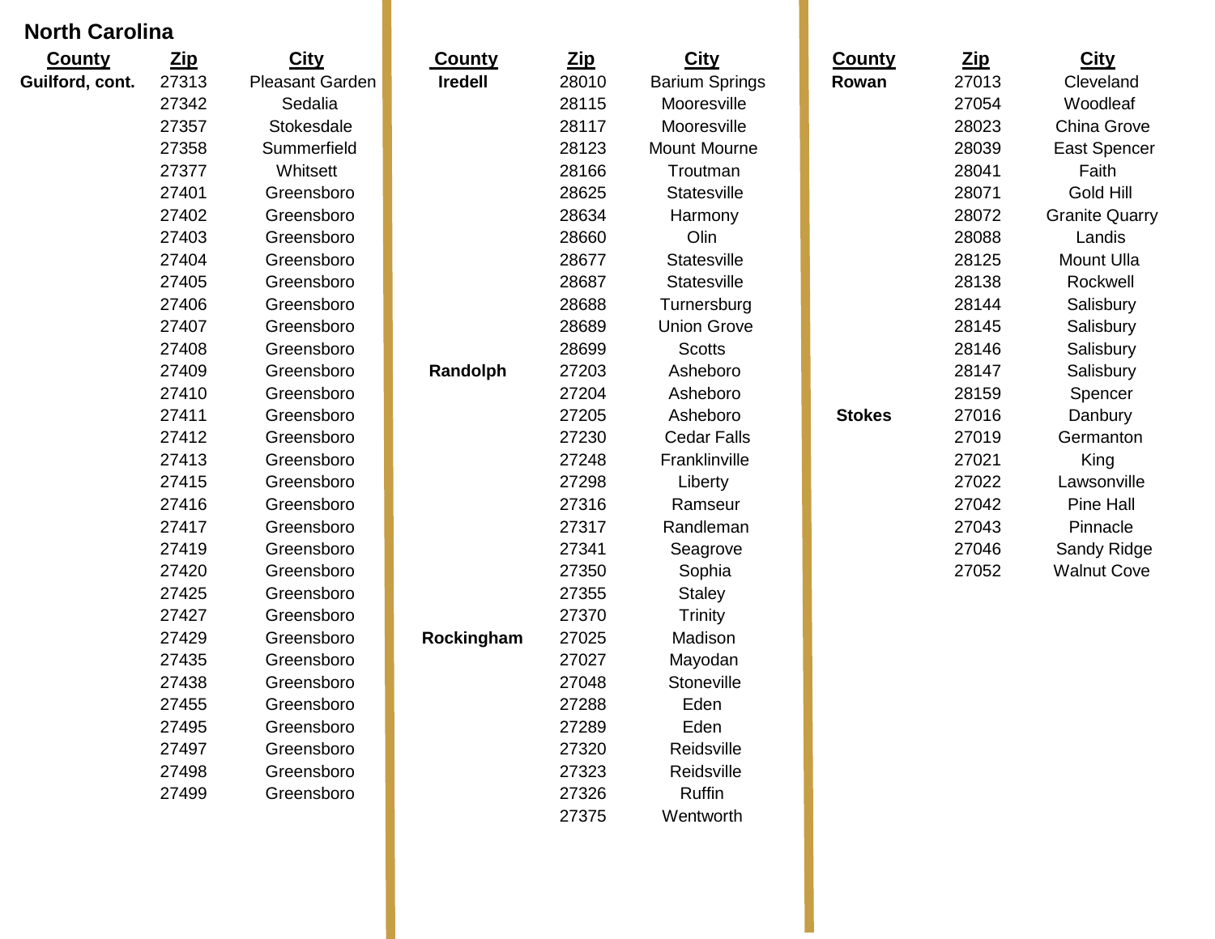## North Carolina

| County | Zip | City |
|---|---|---|
| **Guilford, cont.** | 27313 | Pleasant Garden |
| | 27342 | Sedalia |
| | 27357 | Stokesdale |
| | 27358 | Summerfield |
| | 27377 | Whitsett |
| | 27401 | Greensboro |
| | 27402 | Greensboro |
| | 27403 | Greensboro |
| | 27404 | Greensboro |
| | 27405 | Greensboro |
| | 27406 | Greensboro |
| | 27407 | Greensboro |
| | 27408 | Greensboro |
| | 27409 | Greensboro |
| | 27410 | Greensboro |
| | 27411 | Greensboro |
| | 27412 | Greensboro |
| | 27413 | Greensboro |
| | 27415 | Greensboro |
| | 27416 | Greensboro |
| | 27417 | Greensboro |
| | 27419 | Greensboro |
| | 27420 | Greensboro |
| | 27425 | Greensboro |
| | 27427 | Greensboro |
| | 27429 | Greensboro |
| | 27435 | Greensboro |
| | 27438 | Greensboro |
| | 27455 | Greensboro |
| | 27495 | Greensboro |
| | 27497 | Greensboro |
| | 27498 | Greensboro |
| | 27499 | Greensboro |

| County | Zip | City |
|---|---|---|
| **Iredell** | 28010 | Barium Springs |
| | 28115 | Mooresville |
| | 28117 | Mooresville |
| | 28123 | Mount Mourne |
| | 28166 | Troutman |
| | 28625 | Statesville |
| | 28634 | Harmony |
| | 28660 | Olin |
| | 28677 | Statesville |
| | 28687 | Statesville |
| | 28688 | Turnersburg |
| | 28689 | Union Grove |
| | 28699 | Scotts |
| **Randolph** | 27203 | Asheboro |
| | 27204 | Asheboro |
| | 27205 | Asheboro |
| | 27230 | Cedar Falls |
| | 27248 | Franklinville |
| | 27298 | Liberty |
| | 27316 | Ramseur |
| | 27317 | Randleman |
| | 27341 | Seagrove |
| | 27350 | Sophia |
| | 27355 | Staley |
| | 27370 | Trinity |
| **Rockingham** | 27025 | Madison |
| | 27027 | Mayodan |
| | 27048 | Stoneville |
| | 27288 | Eden |
| | 27289 | Eden |
| | 27320 | Reidsville |
| | 27323 | Reidsville |
| | 27326 | Ruffin |
| | 27375 | Wentworth |

| County | Zip | City |
|---|---|---|
| **Rowan** | 27013 | Cleveland |
| | 27054 | Woodleaf |
| | 28023 | China Grove |
| | 28039 | East Spencer |
| | 28041 | Faith |
| | 28071 | Gold Hill |
| | 28072 | Granite Quarry |
| | 28088 | Landis |
| | 28125 | Mount Ulla |
| | 28138 | Rockwell |
| | 28144 | Salisbury |
| | 28145 | Salisbury |
| | 28146 | Salisbury |
| | 28147 | Salisbury |
| | 28159 | Spencer |
| **Stokes** | 27016 | Danbury |
| | 27019 | Germanton |
| | 27021 | King |
| | 27022 | Lawsonville |
| | 27042 | Pine Hall |
| | 27043 | Pinnacle |
| | 27046 | Sandy Ridge |
| | 27052 | Walnut Cove |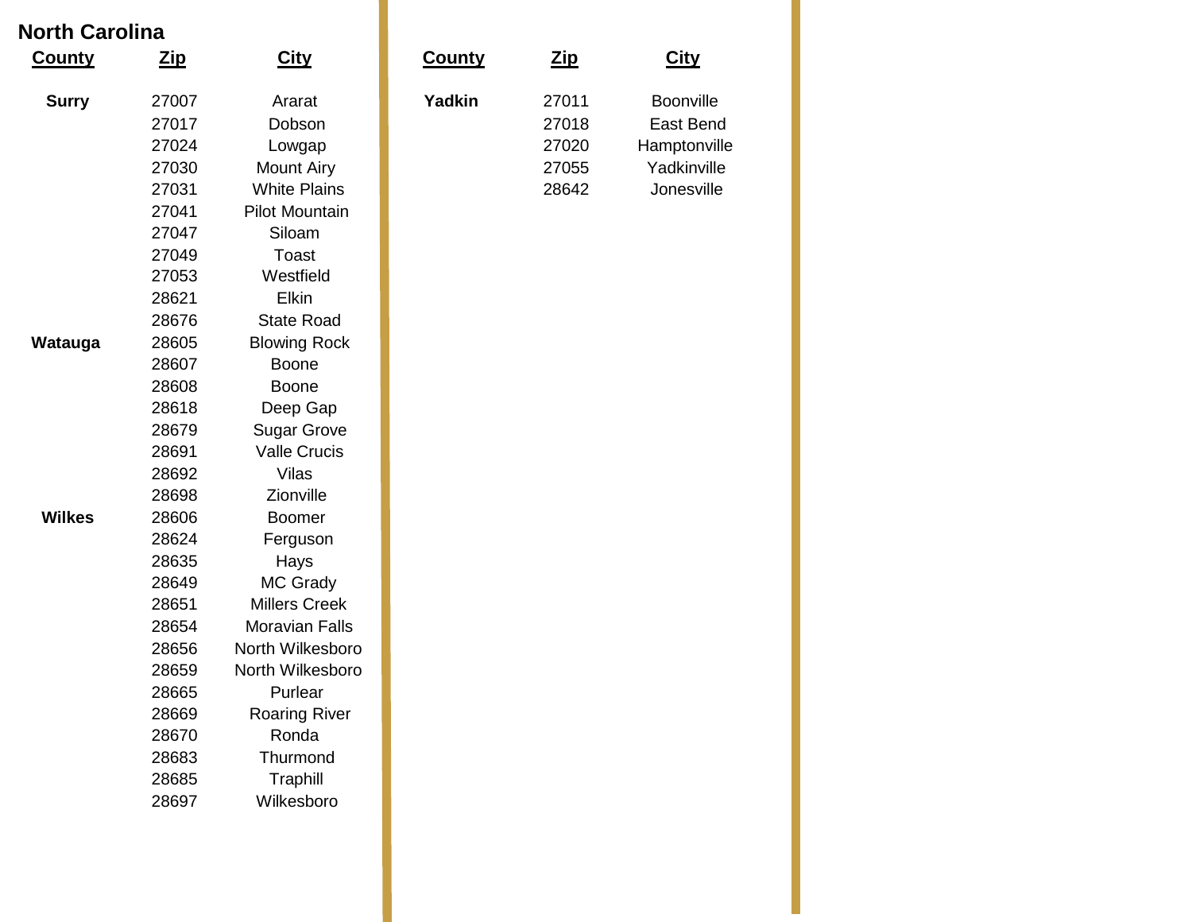## North Carolina

| County | Zip | City |
|---|---|---|
| **Surry** | 27007 | Ararat |
| | 27017 | Dobson |
| | 27024 | Lowgap |
| | 27030 | Mount Airy |
| | 27031 | White Plains |
| | 27041 | Pilot Mountain |
| | 27047 | Siloam |
| | 27049 | Toast |
| | 27053 | Westfield |
| | 28621 | Elkin |
| | 28676 | State Road |
| **Watauga** | 28605 | Blowing Rock |
| | 28607 | Boone |
| | 28608 | Boone |
| | 28618 | Deep Gap |
| | 28679 | Sugar Grove |
| | 28691 | Valle Crucis |
| | 28692 | Vilas |
| | 28698 | Zionville |
| **Wilkes** | 28606 | Boomer |
| | 28624 | Ferguson |
| | 28635 | Hays |
| | 28649 | MC Grady |
| | 28651 | Millers Creek |
| | 28654 | Moravian Falls |
| | 28656 | North Wilkesboro |
| | 28659 | North Wilkesboro |
| | 28665 | Purlear |
| | 28669 | Roaring River |
| | 28670 | Ronda |
| | 28683 | Thurmond |
| | 28685 | Traphill |
| | 28697 | Wilkesboro |

| County | Zip | City |
|---|---|---|
| **Yadkin** | 27011 | Boonville |
| | 27018 | East Bend |
| | 27020 | Hamptonville |
| | 27055 | Yadkinville |
| | 28642 | Jonesville |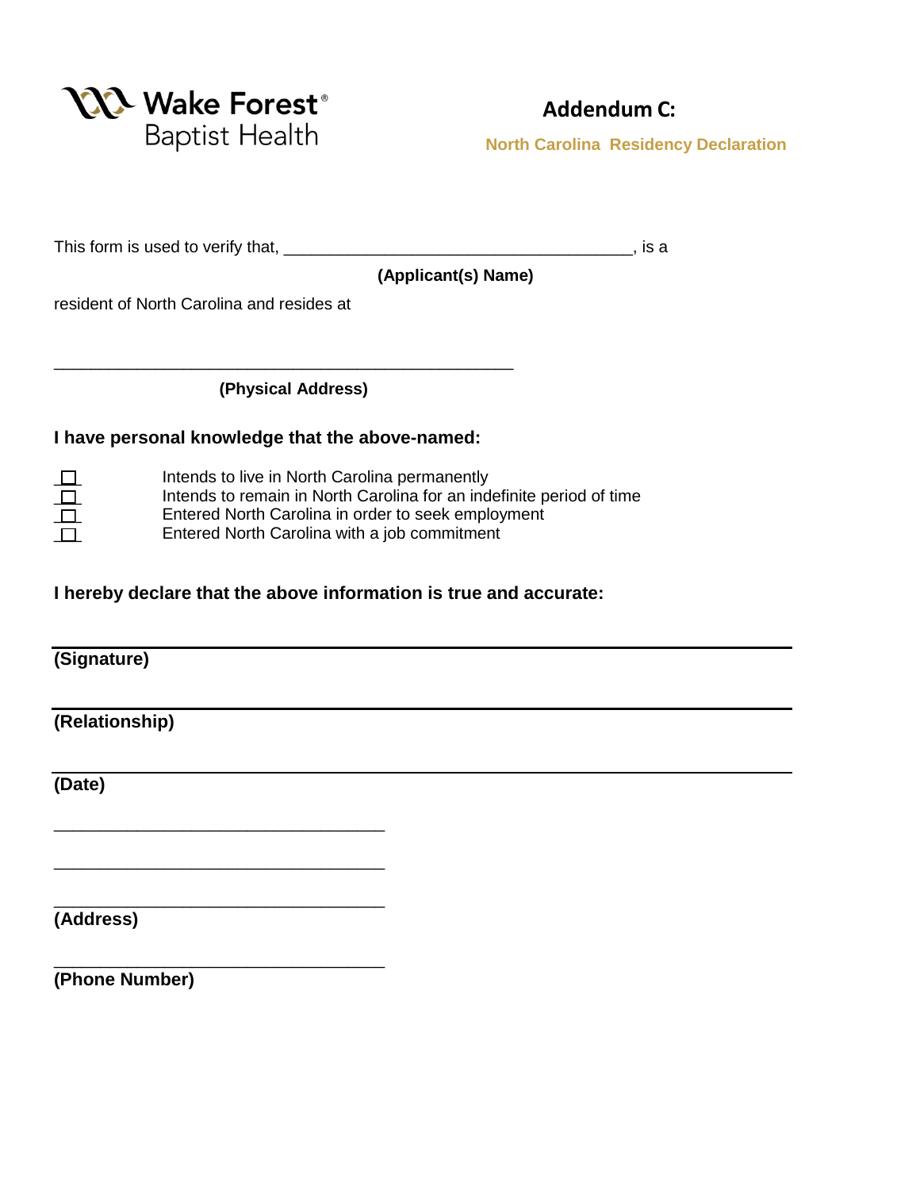Wake Forest® Baptist Health

# Addendum C:

**North Carolina Residency Declaration**

This form is used to verify that, _______________________________________, is a

**(Applicant(s) Name)**

resident of North Carolina and resides at

___________________________________________________

**(Physical Address)**

**I have personal knowledge that the above-named:**

- ☐ Intends to live in North Carolina permanently
- ☐ Intends to remain in North Carolina for an indefinite period of time
- ☐ Entered North Carolina in order to seek employment
- ☐ Entered North Carolina with a job commitment

**I hereby declare that the above information is true and accurate:**

___________________________________________________

**(Signature)**

___________________________________________________

**(Relationship)**

___________________________________________________

**(Date)**

_________________________________

_________________________________

_________________________________

**(Address)**

_________________________________

**(Phone Number)**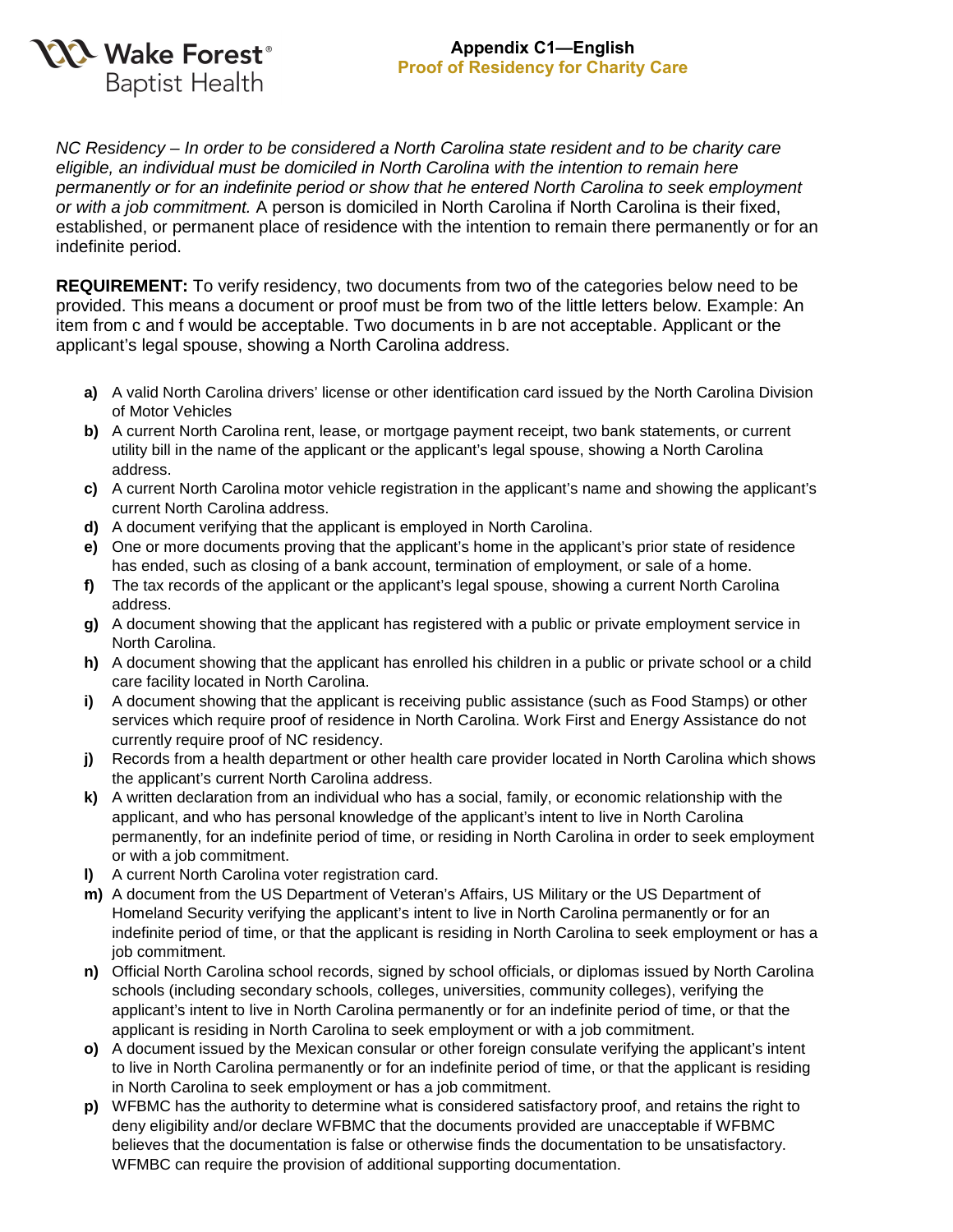**Wake Forest Baptist Health**

## Appendix C1—English
## Proof of Residency for Charity Care

*NC Residency – In order to be considered a North Carolina state resident and to be charity care eligible, an individual must be domiciled in North Carolina with the intention to remain here permanently or for an indefinite period or show that he entered North Carolina to seek employment or with a job commitment.* A person is domiciled in North Carolina if North Carolina is their fixed, established, or permanent place of residence with the intention to remain there permanently or for an indefinite period.

**REQUIREMENT:** To verify residency, two documents from two of the categories below need to be provided. This means a document or proof must be from two of the little letters below. Example: An item from c and f would be acceptable. Two documents in b are not acceptable. Applicant or the applicant's legal spouse, showing a North Carolina address.

- **a)** A valid North Carolina drivers' license or other identification card issued by the North Carolina Division of Motor Vehicles
- **b)** A current North Carolina rent, lease, or mortgage payment receipt, two bank statements, or current utility bill in the name of the applicant or the applicant's legal spouse, showing a North Carolina address.
- **c)** A current North Carolina motor vehicle registration in the applicant's name and showing the applicant's current North Carolina address.
- **d)** A document verifying that the applicant is employed in North Carolina.
- **e)** One or more documents proving that the applicant's home in the applicant's prior state of residence has ended, such as closing of a bank account, termination of employment, or sale of a home.
- **f)** The tax records of the applicant or the applicant's legal spouse, showing a current North Carolina address.
- **g)** A document showing that the applicant has registered with a public or private employment service in North Carolina.
- **h)** A document showing that the applicant has enrolled his children in a public or private school or a child care facility located in North Carolina.
- **i)** A document showing that the applicant is receiving public assistance (such as Food Stamps) or other services which require proof of residence in North Carolina. Work First and Energy Assistance do not currently require proof of NC residency.
- **j)** Records from a health department or other health care provider located in North Carolina which shows the applicant's current North Carolina address.
- **k)** A written declaration from an individual who has a social, family, or economic relationship with the applicant, and who has personal knowledge of the applicant's intent to live in North Carolina permanently, for an indefinite period of time, or residing in North Carolina in order to seek employment or with a job commitment.
- **l)** A current North Carolina voter registration card.
- **m)** A document from the US Department of Veteran's Affairs, US Military or the US Department of Homeland Security verifying the applicant's intent to live in North Carolina permanently or for an indefinite period of time, or that the applicant is residing in North Carolina to seek employment or has a job commitment.
- **n)** Official North Carolina school records, signed by school officials, or diplomas issued by North Carolina schools (including secondary schools, colleges, universities, community colleges), verifying the applicant's intent to live in North Carolina permanently or for an indefinite period of time, or that the applicant is residing in North Carolina to seek employment or with a job commitment.
- **o)** A document issued by the Mexican consular or other foreign consulate verifying the applicant's intent to live in North Carolina permanently or for an indefinite period of time, or that the applicant is residing in North Carolina to seek employment or has a job commitment.
- **p)** WFBMC has the authority to determine what is considered satisfactory proof, and retains the right to deny eligibility and/or declare WFBMC that the documents provided are unacceptable if WFBMC believes that the documentation is false or otherwise finds the documentation to be unsatisfactory. WFMBC can require the provision of additional supporting documentation.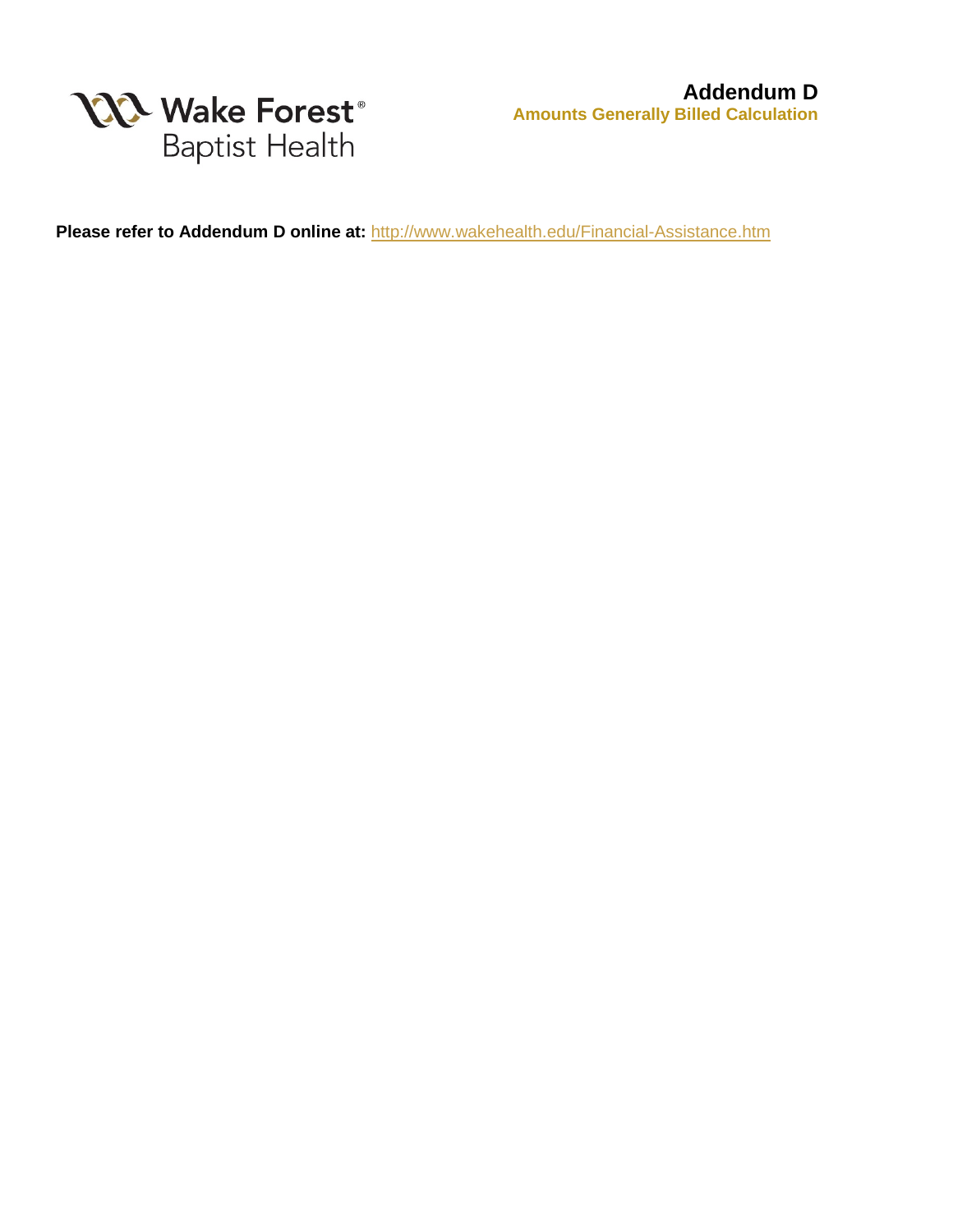Wake Forest® Baptist Health

# Addendum D

## Amounts Generally Billed Calculation

**Please refer to Addendum D online at:** [http://www.wakehealth.edu/Financial-Assistance.htm](http://www.wakehealth.edu/Financial-Assistance.htm)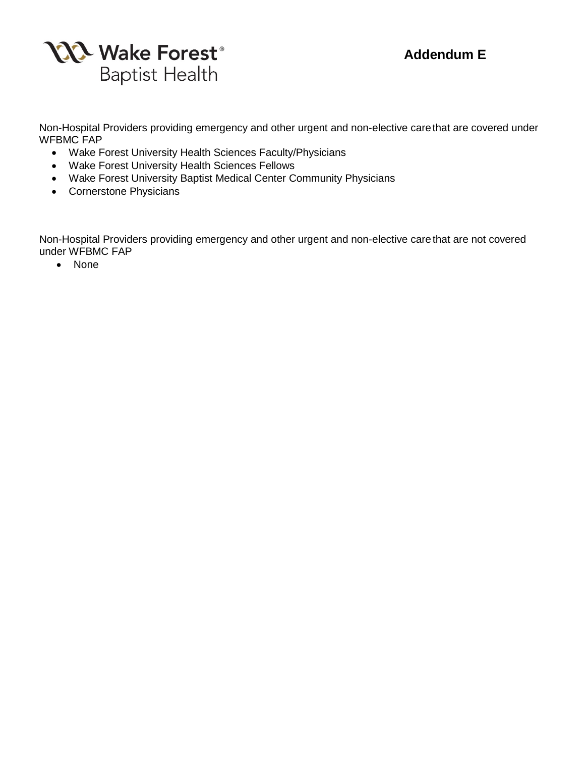# Addendum E

Non-Hospital Providers providing emergency and other urgent and non-elective care that are covered under WFBMC FAP

- Wake Forest University Health Sciences Faculty/Physicians
- Wake Forest University Health Sciences Fellows
- Wake Forest University Baptist Medical Center Community Physicians
- Cornerstone Physicians

Non-Hospital Providers providing emergency and other urgent and non-elective care that are not covered under WFBMC FAP

- None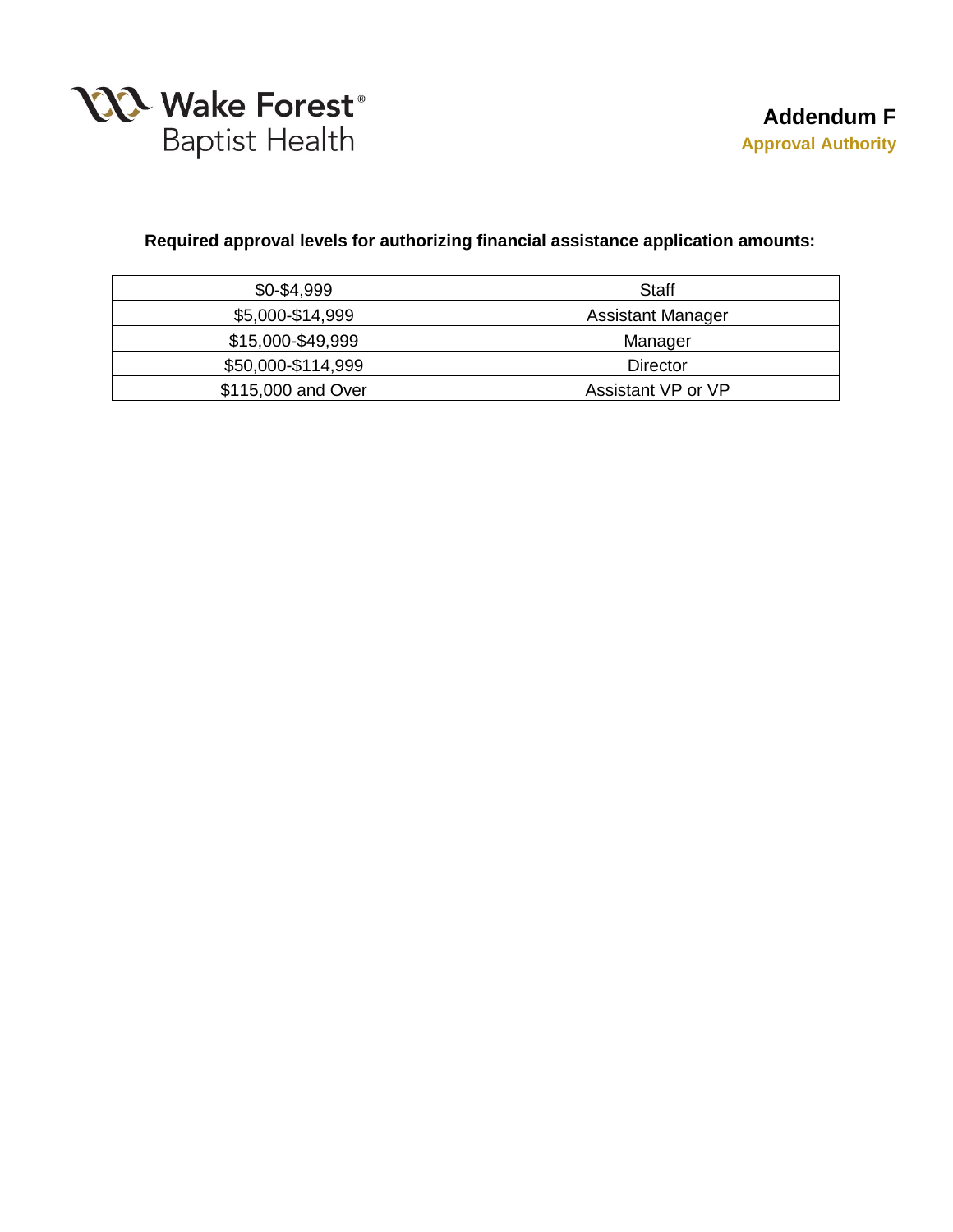Wake Forest® Baptist Health

# Addendum F

## Approval Authority

**Required approval levels for authorizing financial assistance application amounts:**

| Amount | Approval Level |
|---|---|
| $0-$4,999 | Staff |
| $5,000-$14,999 | Assistant Manager |
| $15,000-$49,999 | Manager |
| $50,000-$114,999 | Director |
| $115,000 and Over | Assistant VP or VP |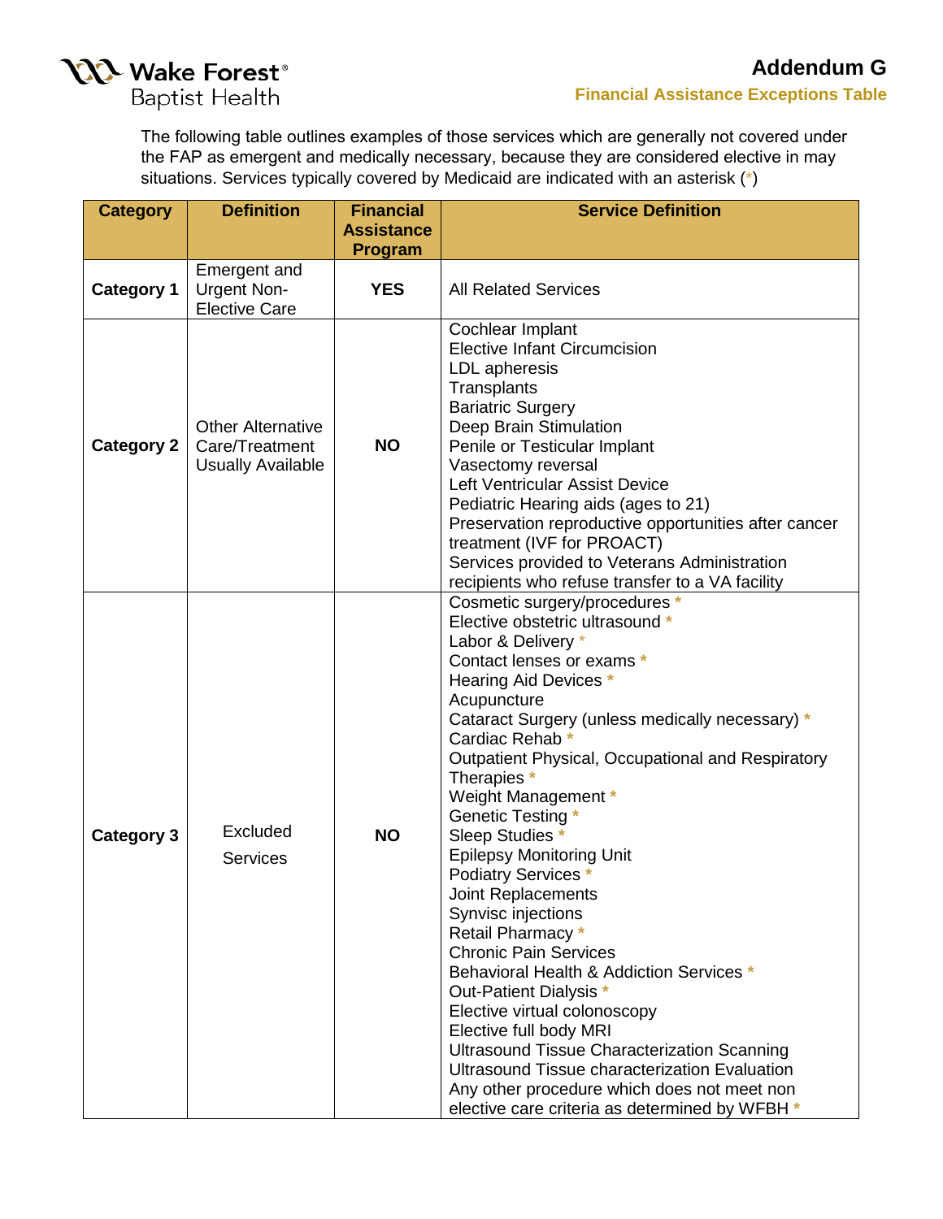# Addendum G

## Financial Assistance Exceptions Table

The following table outlines examples of those services which are generally not covered under the FAP as emergent and medically necessary, because they are considered elective in may situations. Services typically covered by Medicaid are indicated with an asterisk (*)

| Category | Definition | Financial Assistance Program | Service Definition |
|---|---|---|---|
| **Category 1** | Emergent and Urgent Non-Elective Care | **YES** | All Related Services |
| **Category 2** | Other Alternative Care/Treatment Usually Available | **NO** | Cochlear Implant<br>Elective Infant Circumcision<br>LDL apheresis<br>Transplants<br>Bariatric Surgery<br>Deep Brain Stimulation<br>Penile or Testicular Implant<br>Vasectomy reversal<br>Left Ventricular Assist Device<br>Pediatric Hearing aids (ages to 21)<br>Preservation reproductive opportunities after cancer treatment (IVF for PROACT)<br>Services provided to Veterans Administration recipients who refuse transfer to a VA facility |
| **Category 3** | Excluded Services | **NO** | Cosmetic surgery/procedures *<br>Elective obstetric ultrasound *<br>Labor & Delivery *<br>Contact lenses or exams *<br>Hearing Aid Devices *<br>Acupuncture<br>Cataract Surgery (unless medically necessary) *<br>Cardiac Rehab *<br>Outpatient Physical, Occupational and Respiratory Therapies *<br>Weight Management *<br>Genetic Testing *<br>Sleep Studies *<br>Epilepsy Monitoring Unit<br>Podiatry Services *<br>Joint Replacements<br>Synvisc injections<br>Retail Pharmacy *<br>Chronic Pain Services<br>Behavioral Health & Addiction Services *<br>Out-Patient Dialysis *<br>Elective virtual colonoscopy<br>Elective full body MRI<br>Ultrasound Tissue Characterization Scanning<br>Ultrasound Tissue characterization Evaluation<br>Any other procedure which does not meet non elective care criteria as determined by WFBH * |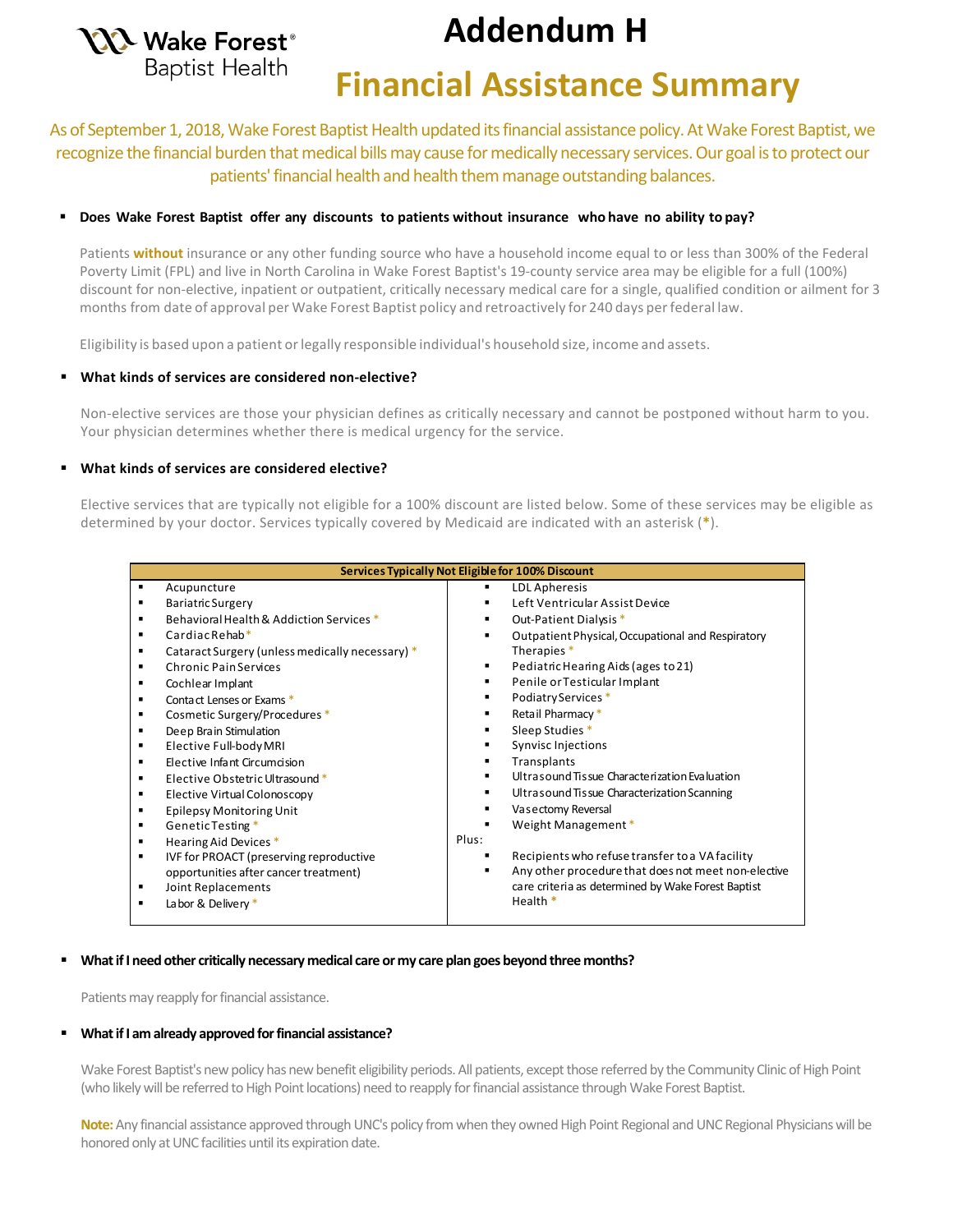# Addendum H

# Financial Assistance Summary

As of September 1, 2018, Wake Forest Baptist Health updated its financial assistance policy. At Wake Forest Baptist, we recognize the financial burden that medical bills may cause for medically necessary services. Our goal is to protect our patients' financial health and health them manage outstanding balances.

- **Does Wake Forest Baptist offer any discounts to patients without insurance who have no ability to pay?**

Patients **without** insurance or any other funding source who have a household income equal to or less than 300% of the Federal Poverty Limit (FPL) and live in North Carolina in Wake Forest Baptist's 19-county service area may be eligible for a full (100%) discount for non-elective, inpatient or outpatient, critically necessary medical care for a single, qualified condition or ailment for 3 months from date of approval per Wake Forest Baptist policy and retroactively for 240 days per federal law.

Eligibility is based upon a patient or legally responsible individual's household size, income and assets.

- **What kinds of services are considered non-elective?**

Non-elective services are those your physician defines as critically necessary and cannot be postponed without harm to you. Your physician determines whether there is medical urgency for the service.

- **What kinds of services are considered elective?**

Elective services that are typically not eligible for a 100% discount are listed below. Some of these services may be eligible as determined by your doctor. Services typically covered by Medicaid are indicated with an asterisk (*).

| Services Typically Not Eligible for 100% Discount | |
|---|---|
| ▪ Acupuncture | ▪ LDL Apheresis |
| ▪ Bariatric Surgery | ▪ Left Ventricular Assist Device |
| ▪ Behavioral Health & Addiction Services * | ▪ Out-Patient Dialysis * |
| ▪ Cardiac Rehab * | ▪ Outpatient Physical, Occupational and Respiratory Therapies * |
| ▪ Cataract Surgery (unless medically necessary) * | ▪ Pediatric Hearing Aids (ages to 21) |
| ▪ Chronic Pain Services | ▪ Penile or Testicular Implant |
| ▪ Cochlear Implant | ▪ Podiatry Services * |
| ▪ Contact Lenses or Exams * | ▪ Retail Pharmacy * |
| ▪ Cosmetic Surgery/Procedures * | ▪ Sleep Studies * |
| ▪ Deep Brain Stimulation | ▪ Synvisc Injections |
| ▪ Elective Full-body MRI | ▪ Transplants |
| ▪ Elective Infant Circumcision | ▪ Ultrasound Tissue Characterization Evaluation |
| ▪ Elective Obstetric Ultrasound * | ▪ Ultrasound Tissue Characterization Scanning |
| ▪ Elective Virtual Colonoscopy | ▪ Vasectomy Reversal |
| ▪ Epilepsy Monitoring Unit | ▪ Weight Management * |
| ▪ Genetic Testing * | Plus: |
| ▪ Hearing Aid Devices * | ▪ Recipients who refuse transfer to a VA facility |
| ▪ IVF for PROACT (preserving reproductive opportunities after cancer treatment) | ▪ Any other procedure that does not meet non-elective care criteria as determined by Wake Forest Baptist Health * |
| ▪ Joint Replacements | |
| ▪ Labor & Delivery * | |

- **What if I need other critically necessary medical care or my care plan goes beyond three months?**

Patients may reapply for financial assistance.

- **What if I am already approved for financial assistance?**

Wake Forest Baptist's new policy has new benefit eligibility periods. All patients, except those referred by the Community Clinic of High Point (who likely will be referred to High Point locations) need to reapply for financial assistance through Wake Forest Baptist.

**Note:** Any financial assistance approved through UNC's policy from when they owned High Point Regional and UNC Regional Physicians will be honored only at UNC facilities until its expiration date.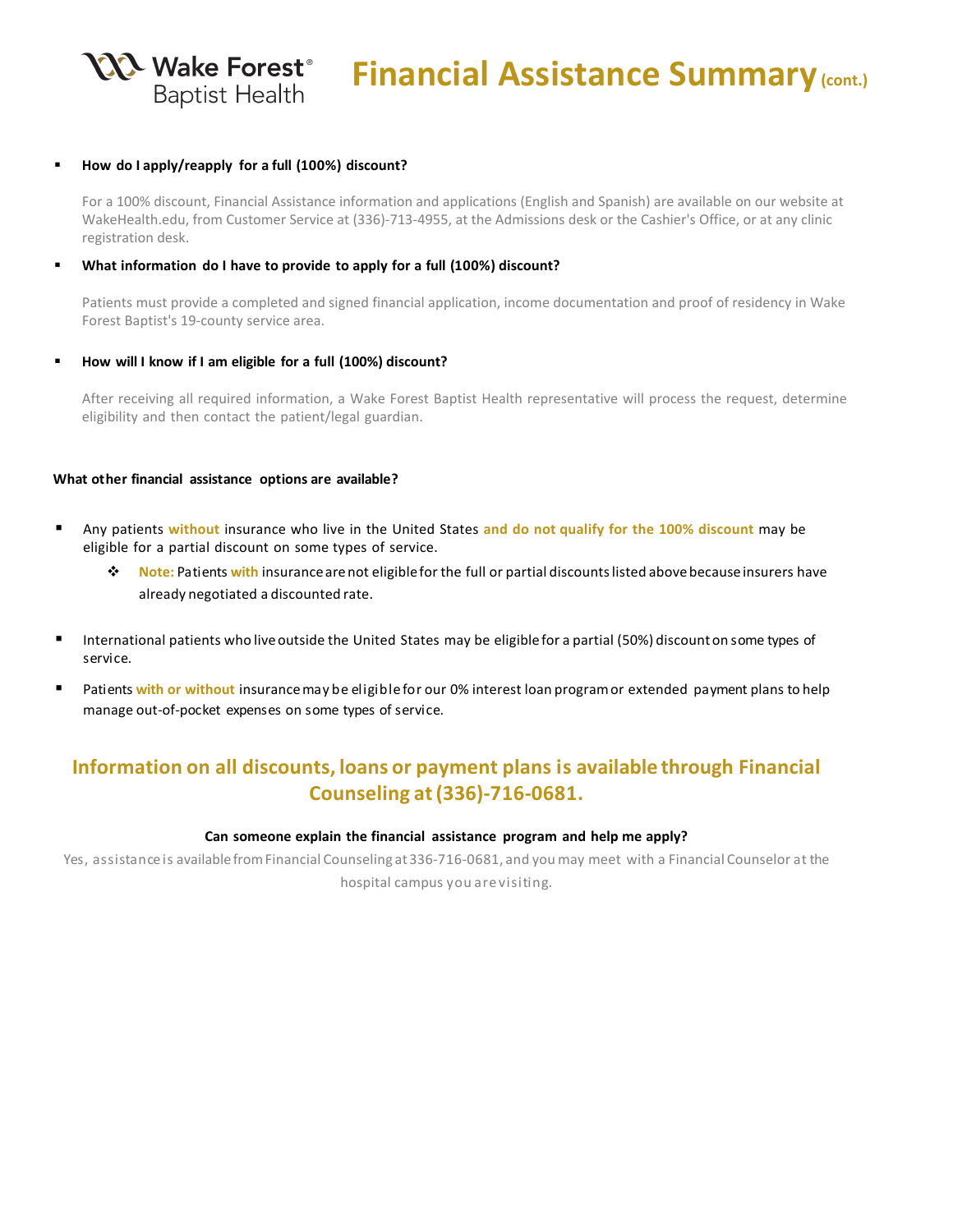# Financial Assistance Summary (cont.)

- **How do I apply/reapply for a full (100%) discount?**

  For a 100% discount, Financial Assistance information and applications (English and Spanish) are available on our website at WakeHealth.edu, from Customer Service at (336)-713-4955, at the Admissions desk or the Cashier's Office, or at any clinic registration desk.

- **What information do I have to provide to apply for a full (100%) discount?**

  Patients must provide a completed and signed financial application, income documentation and proof of residency in Wake Forest Baptist's 19-county service area.

- **How will I know if I am eligible for a full (100%) discount?**

  After receiving all required information, a Wake Forest Baptist Health representative will process the request, determine eligibility and then contact the patient/legal guardian.

**What other financial assistance options are available?**

- Any patients **without** insurance who live in the United States **and do not qualify for the 100% discount** may be eligible for a partial discount on some types of service.
  - **Note:** Patients **with** insurance are not eligible for the full or partial discounts listed above because insurers have already negotiated a discounted rate.
- International patients who live outside the United States may be eligible for a partial (50%) discount on some types of service.
- Patients **with or without** insurance may be eligible for our 0% interest loan program or extended payment plans to help manage out-of-pocket expenses on some types of service.

## Information on all discounts, loans or payment plans is available through Financial Counseling at (336)-716-0681.

**Can someone explain the financial assistance program and help me apply?**

Yes, assistance is available from Financial Counseling at 336-716-0681, and you may meet with a Financial Counselor at the hospital campus you are visiting.